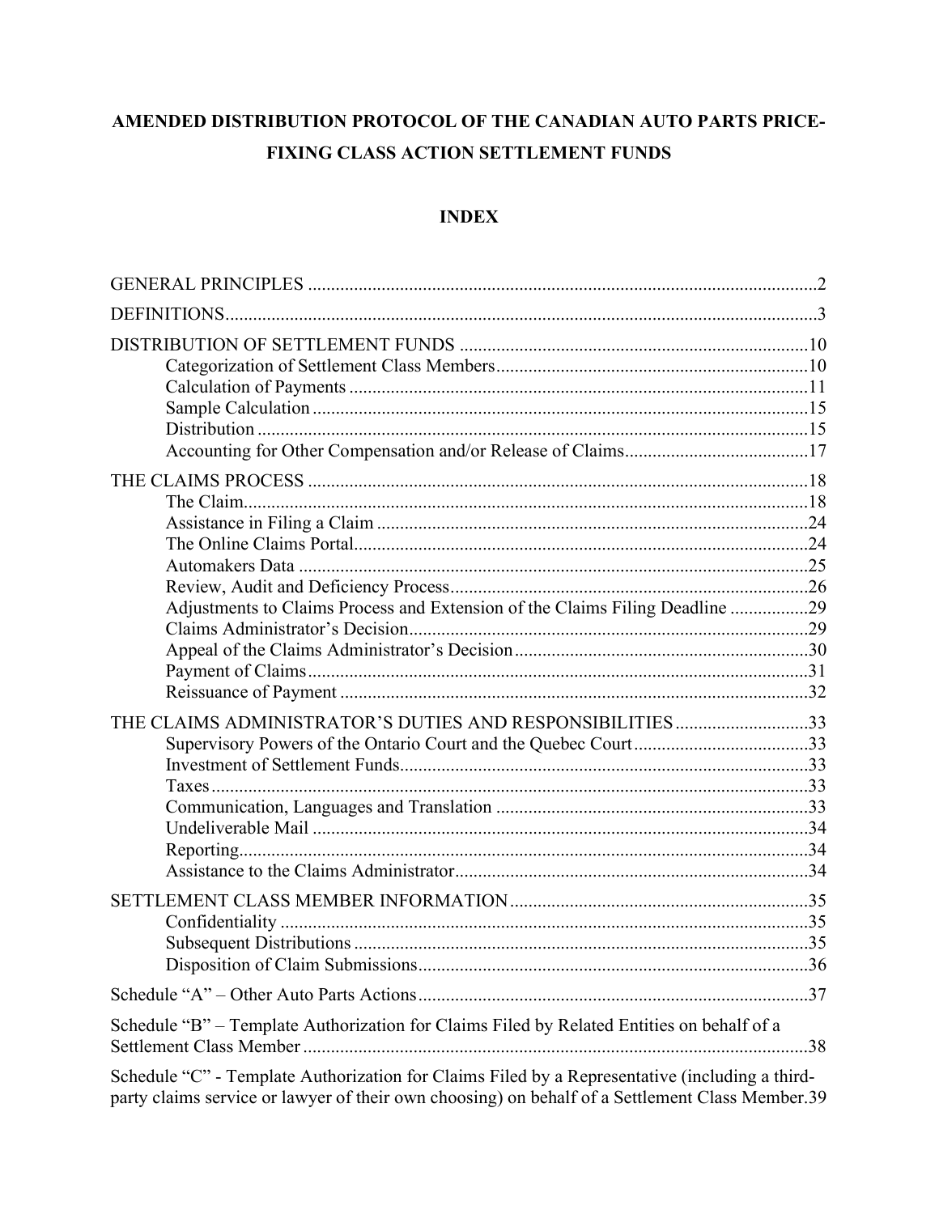# AMENDED DISTRIBUTION PROTOCOL OF THE CANADIAN AUTO PARTS PRICE-FIXING CLASS ACTION SETTLEMENT FUNDS

## INDEX

GENERAL PRINCIPLES ..... 2

DEFINITIONS ..... 3

DISTRIBUTION OF SETTLEMENT FUNDS ..... 10
- Categorization of Settlement Class Members ..... 10
- Calculation of Payments ..... 11
- Sample Calculation ..... 15
- Distribution ..... 15
- Accounting for Other Compensation and/or Release of Claims ..... 17

THE CLAIMS PROCESS ..... 18
- The Claim ..... 18
- Assistance in Filing a Claim ..... 24
- The Online Claims Portal ..... 24
- Automakers Data ..... 25
- Review, Audit and Deficiency Process ..... 26
- Adjustments to Claims Process and Extension of the Claims Filing Deadline ..... 29
- Claims Administrator's Decision ..... 29
- Appeal of the Claims Administrator's Decision ..... 30
- Payment of Claims ..... 31
- Reissuance of Payment ..... 32

THE CLAIMS ADMINISTRATOR'S DUTIES AND RESPONSIBILITIES ..... 33
- Supervisory Powers of the Ontario Court and the Quebec Court ..... 33
- Investment of Settlement Funds ..... 33
- Taxes ..... 33
- Communication, Languages and Translation ..... 33
- Undeliverable Mail ..... 34
- Reporting ..... 34
- Assistance to the Claims Administrator ..... 34

SETTLEMENT CLASS MEMBER INFORMATION ..... 35
- Confidentiality ..... 35
- Subsequent Distributions ..... 35
- Disposition of Claim Submissions ..... 36

Schedule "A" – Other Auto Parts Actions ..... 37

Schedule "B" – Template Authorization for Claims Filed by Related Entities on behalf of a Settlement Class Member ..... 38

Schedule "C" - Template Authorization for Claims Filed by a Representative (including a third-party claims service or lawyer of their own choosing) on behalf of a Settlement Class Member ..... 39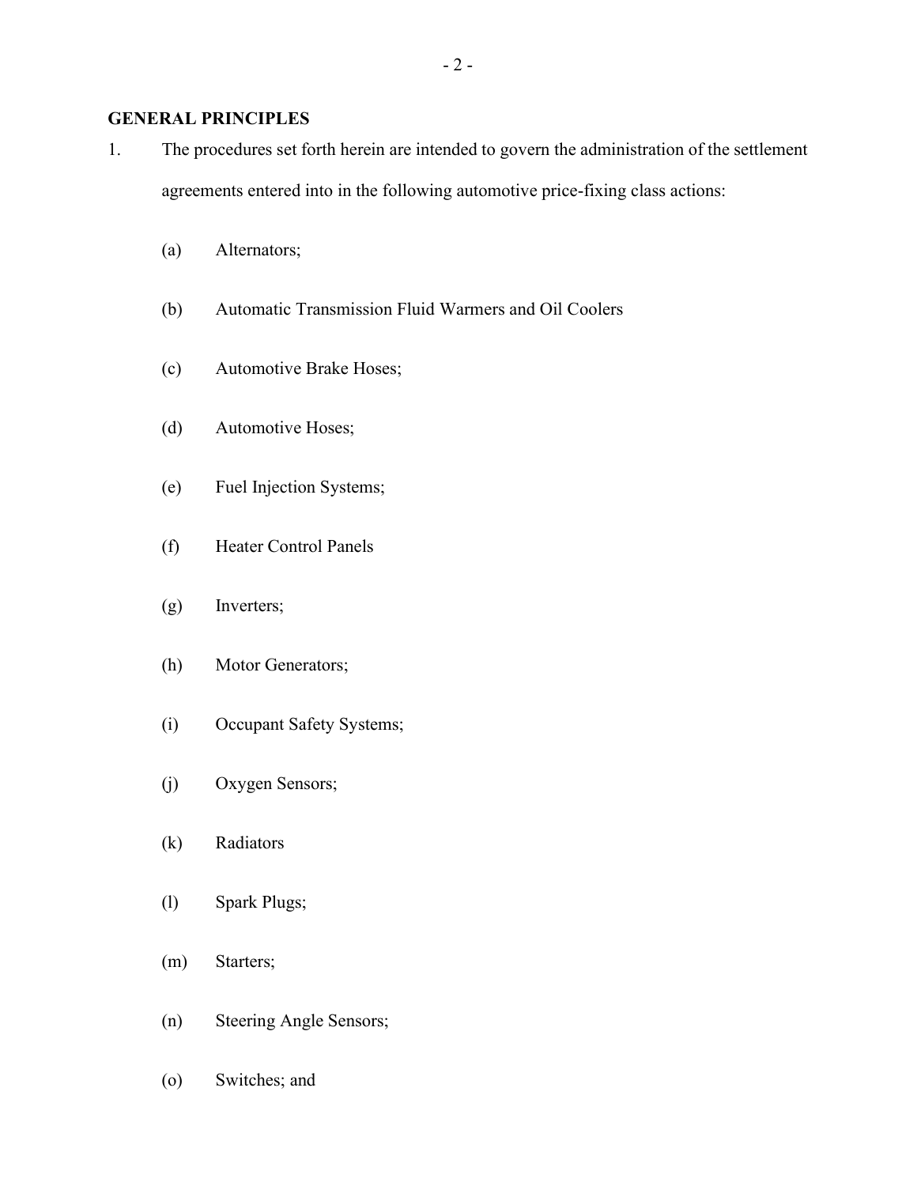**GENERAL PRINCIPLES**

1. The procedures set forth herein are intended to govern the administration of the settlement agreements entered into in the following automotive price-fixing class actions:

   (a) Alternators;

   (b) Automatic Transmission Fluid Warmers and Oil Coolers

   (c) Automotive Brake Hoses;

   (d) Automotive Hoses;

   (e) Fuel Injection Systems;

   (f) Heater Control Panels

   (g) Inverters;

   (h) Motor Generators;

   (i) Occupant Safety Systems;

   (j) Oxygen Sensors;

   (k) Radiators

   (l) Spark Plugs;

   (m) Starters;

   (n) Steering Angle Sensors;

   (o) Switches; and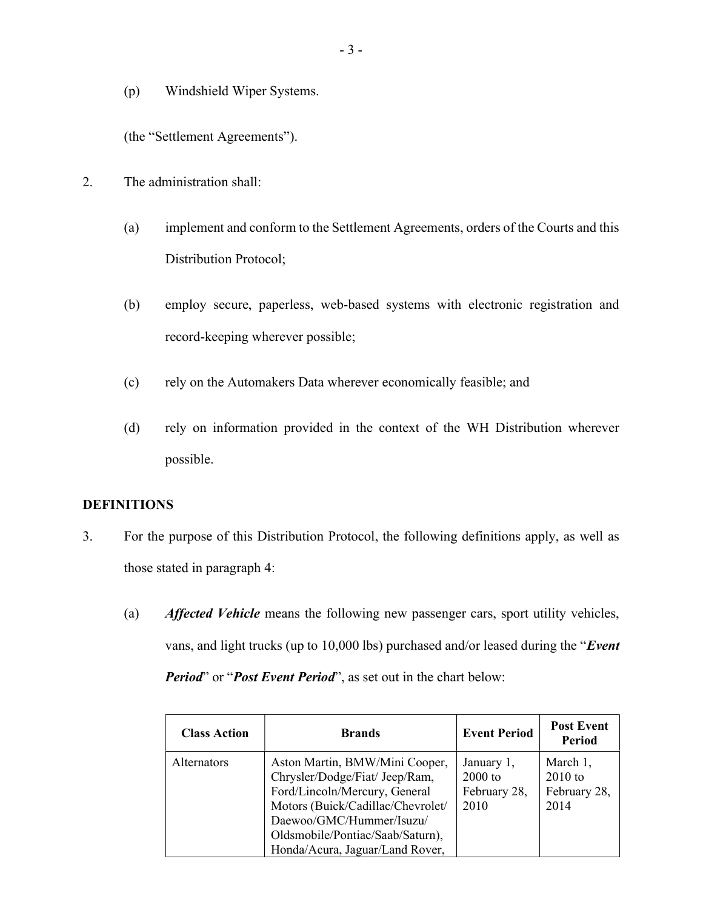(p) Windshield Wiper Systems.

(the "Settlement Agreements").

2. The administration shall:

   (a) implement and conform to the Settlement Agreements, orders of the Courts and this Distribution Protocol;

   (b) employ secure, paperless, web-based systems with electronic registration and record-keeping wherever possible;

   (c) rely on the Automakers Data wherever economically feasible; and

   (d) rely on information provided in the context of the WH Distribution wherever possible.

## DEFINITIONS

3. For the purpose of this Distribution Protocol, the following definitions apply, as well as those stated in paragraph 4:

   (a) ***Affected Vehicle*** means the following new passenger cars, sport utility vehicles, vans, and light trucks (up to 10,000 lbs) purchased and/or leased during the "***Event Period***" or "***Post Event Period***", as set out in the chart below:

| Class Action | Brands | Event Period | Post Event Period |
|---|---|---|---|
| Alternators | Aston Martin, BMW/Mini Cooper, Chrysler/Dodge/Fiat/ Jeep/Ram, Ford/Lincoln/Mercury, General Motors (Buick/Cadillac/Chevrolet/ Daewoo/GMC/Hummer/Isuzu/ Oldsmobile/Pontiac/Saab/Saturn), Honda/Acura, Jaguar/Land Rover, | January 1, 2000 to February 28, 2010 | March 1, 2010 to February 28, 2014 |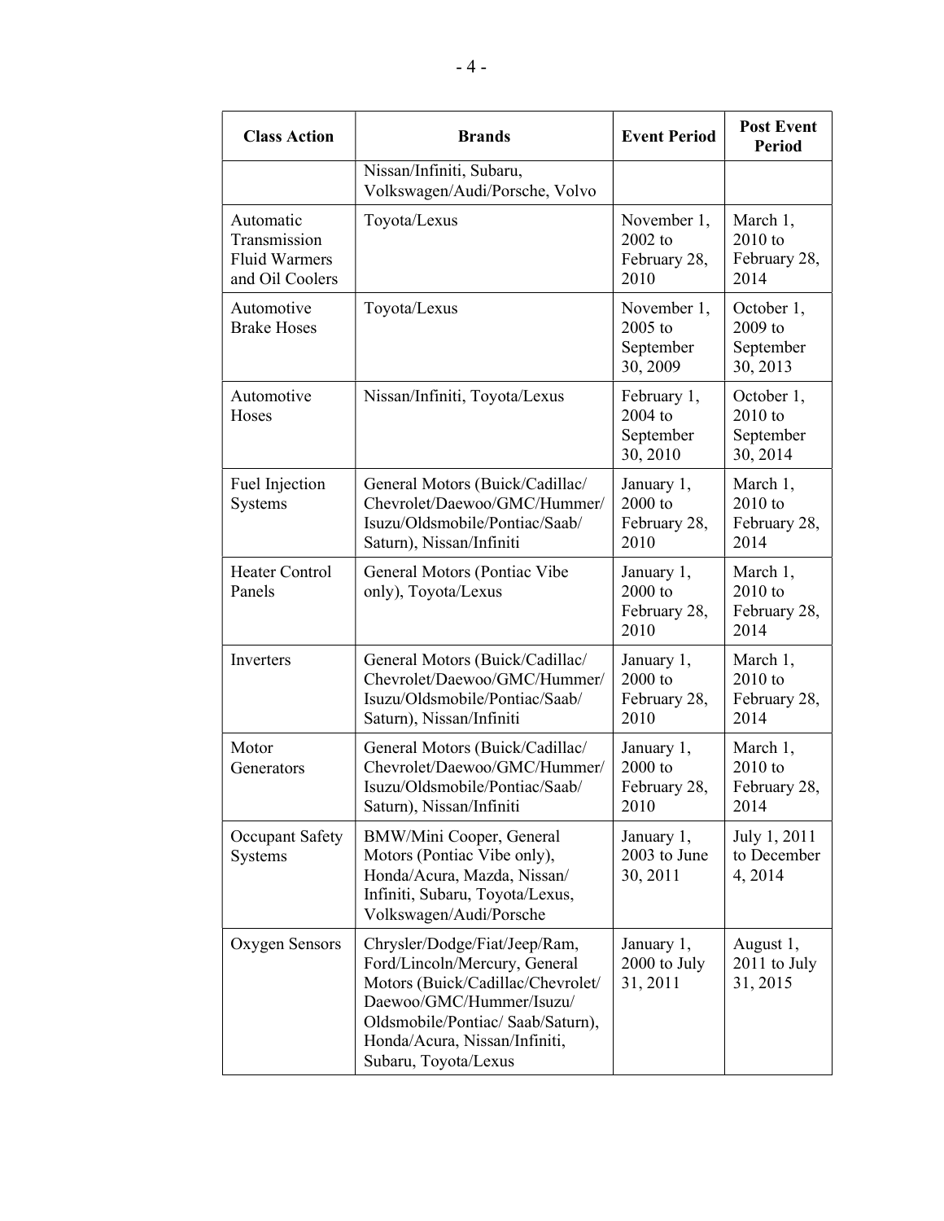| Class Action | Brands | Event Period | Post Event Period |
|---|---|---|---|
| | Nissan/Infiniti, Subaru, Volkswagen/Audi/Porsche, Volvo | | |
| Automatic Transmission Fluid Warmers and Oil Coolers | Toyota/Lexus | November 1, 2002 to February 28, 2010 | March 1, 2010 to February 28, 2014 |
| Automotive Brake Hoses | Toyota/Lexus | November 1, 2005 to September 30, 2009 | October 1, 2009 to September 30, 2013 |
| Automotive Hoses | Nissan/Infiniti, Toyota/Lexus | February 1, 2004 to September 30, 2010 | October 1, 2010 to September 30, 2014 |
| Fuel Injection Systems | General Motors (Buick/Cadillac/ Chevrolet/Daewoo/GMC/Hummer/ Isuzu/Oldsmobile/Pontiac/Saab/ Saturn), Nissan/Infiniti | January 1, 2000 to February 28, 2010 | March 1, 2010 to February 28, 2014 |
| Heater Control Panels | General Motors (Pontiac Vibe only), Toyota/Lexus | January 1, 2000 to February 28, 2010 | March 1, 2010 to February 28, 2014 |
| Inverters | General Motors (Buick/Cadillac/ Chevrolet/Daewoo/GMC/Hummer/ Isuzu/Oldsmobile/Pontiac/Saab/ Saturn), Nissan/Infiniti | January 1, 2000 to February 28, 2010 | March 1, 2010 to February 28, 2014 |
| Motor Generators | General Motors (Buick/Cadillac/ Chevrolet/Daewoo/GMC/Hummer/ Isuzu/Oldsmobile/Pontiac/Saab/ Saturn), Nissan/Infiniti | January 1, 2000 to February 28, 2010 | March 1, 2010 to February 28, 2014 |
| Occupant Safety Systems | BMW/Mini Cooper, General Motors (Pontiac Vibe only), Honda/Acura, Mazda, Nissan/ Infiniti, Subaru, Toyota/Lexus, Volkswagen/Audi/Porsche | January 1, 2003 to June 30, 2011 | July 1, 2011 to December 4, 2014 |
| Oxygen Sensors | Chrysler/Dodge/Fiat/Jeep/Ram, Ford/Lincoln/Mercury, General Motors (Buick/Cadillac/Chevrolet/ Daewoo/GMC/Hummer/Isuzu/ Oldsmobile/Pontiac/ Saab/Saturn), Honda/Acura, Nissan/Infiniti, Subaru, Toyota/Lexus | January 1, 2000 to July 31, 2011 | August 1, 2011 to July 31, 2015 |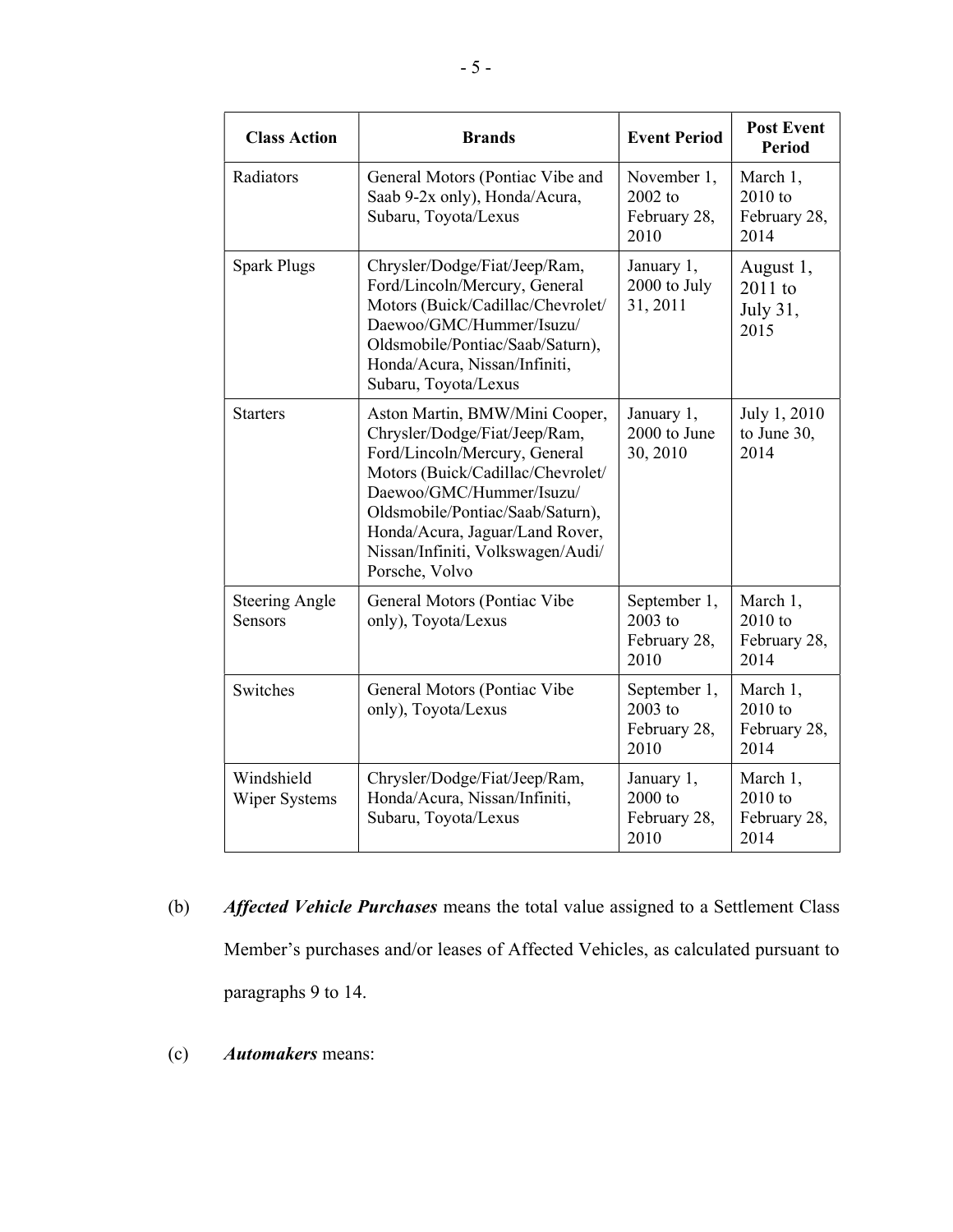| Class Action | Brands | Event Period | Post Event Period |
| --- | --- | --- | --- |
| Radiators | General Motors (Pontiac Vibe and Saab 9-2x only), Honda/Acura, Subaru, Toyota/Lexus | November 1, 2002 to February 28, 2010 | March 1, 2010 to February 28, 2014 |
| Spark Plugs | Chrysler/Dodge/Fiat/Jeep/Ram, Ford/Lincoln/Mercury, General Motors (Buick/Cadillac/Chevrolet/ Daewoo/GMC/Hummer/Isuzu/ Oldsmobile/Pontiac/Saab/Saturn), Honda/Acura, Nissan/Infiniti, Subaru, Toyota/Lexus | January 1, 2000 to July 31, 2011 | August 1, 2011 to July 31, 2015 |
| Starters | Aston Martin, BMW/Mini Cooper, Chrysler/Dodge/Fiat/Jeep/Ram, Ford/Lincoln/Mercury, General Motors (Buick/Cadillac/Chevrolet/ Daewoo/GMC/Hummer/Isuzu/ Oldsmobile/Pontiac/Saab/Saturn), Honda/Acura, Jaguar/Land Rover, Nissan/Infiniti, Volkswagen/Audi/ Porsche, Volvo | January 1, 2000 to June 30, 2010 | July 1, 2010 to June 30, 2014 |
| Steering Angle Sensors | General Motors (Pontiac Vibe only), Toyota/Lexus | September 1, 2003 to February 28, 2010 | March 1, 2010 to February 28, 2014 |
| Switches | General Motors (Pontiac Vibe only), Toyota/Lexus | September 1, 2003 to February 28, 2010 | March 1, 2010 to February 28, 2014 |
| Windshield Wiper Systems | Chrysler/Dodge/Fiat/Jeep/Ram, Honda/Acura, Nissan/Infiniti, Subaru, Toyota/Lexus | January 1, 2000 to February 28, 2010 | March 1, 2010 to February 28, 2014 |

(b) ***Affected Vehicle Purchases*** means the total value assigned to a Settlement Class Member's purchases and/or leases of Affected Vehicles, as calculated pursuant to paragraphs 9 to 14.

(c) ***Automakers*** means: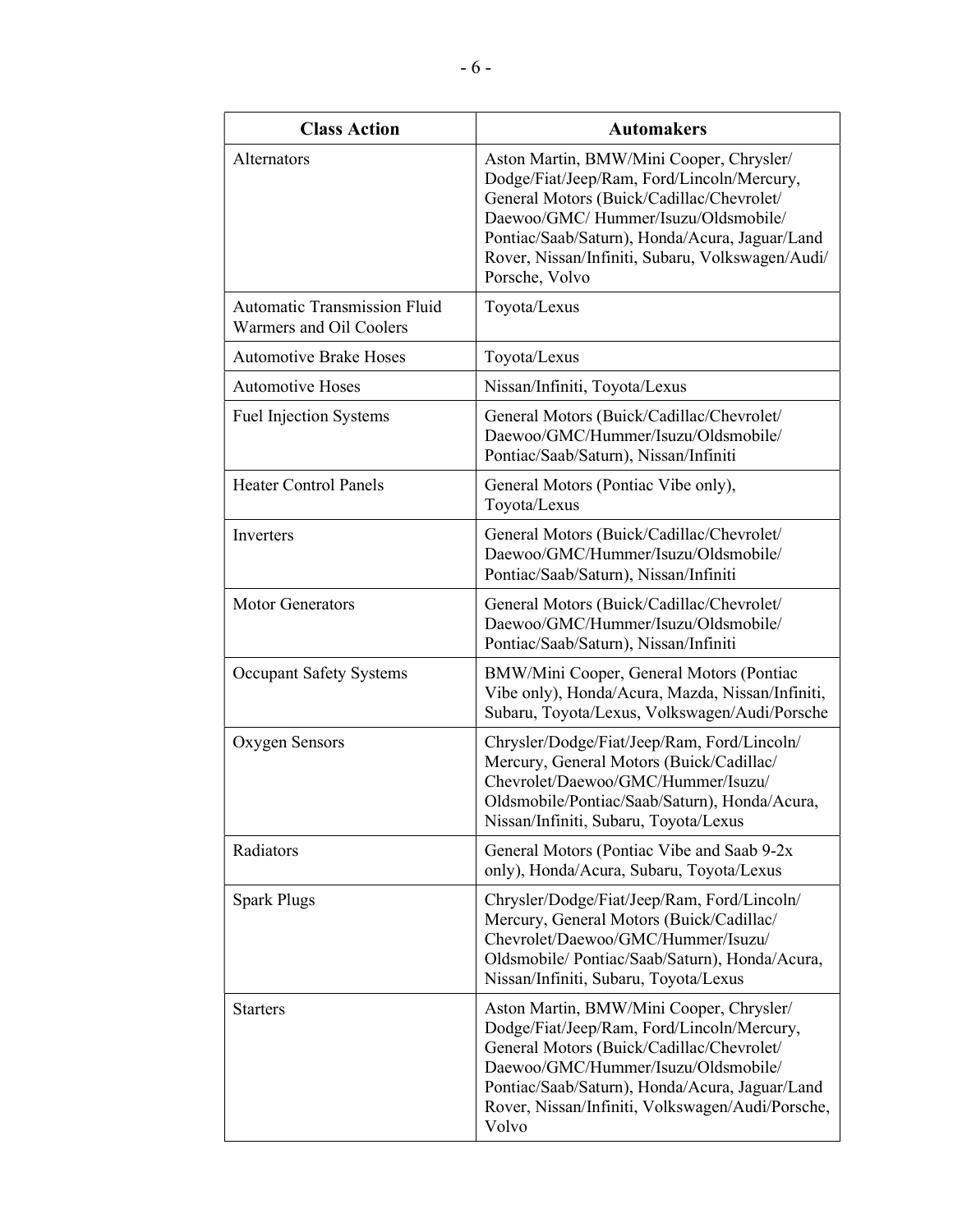| Class Action | Automakers |
| --- | --- |
| Alternators | Aston Martin, BMW/Mini Cooper, Chrysler/ Dodge/Fiat/Jeep/Ram, Ford/Lincoln/Mercury, General Motors (Buick/Cadillac/Chevrolet/ Daewoo/GMC/ Hummer/Isuzu/Oldsmobile/ Pontiac/Saab/Saturn), Honda/Acura, Jaguar/Land Rover, Nissan/Infiniti, Subaru, Volkswagen/Audi/ Porsche, Volvo |
| Automatic Transmission Fluid Warmers and Oil Coolers | Toyota/Lexus |
| Automotive Brake Hoses | Toyota/Lexus |
| Automotive Hoses | Nissan/Infiniti, Toyota/Lexus |
| Fuel Injection Systems | General Motors (Buick/Cadillac/Chevrolet/ Daewoo/GMC/Hummer/Isuzu/Oldsmobile/ Pontiac/Saab/Saturn), Nissan/Infiniti |
| Heater Control Panels | General Motors (Pontiac Vibe only), Toyota/Lexus |
| Inverters | General Motors (Buick/Cadillac/Chevrolet/ Daewoo/GMC/Hummer/Isuzu/Oldsmobile/ Pontiac/Saab/Saturn), Nissan/Infiniti |
| Motor Generators | General Motors (Buick/Cadillac/Chevrolet/ Daewoo/GMC/Hummer/Isuzu/Oldsmobile/ Pontiac/Saab/Saturn), Nissan/Infiniti |
| Occupant Safety Systems | BMW/Mini Cooper, General Motors (Pontiac Vibe only), Honda/Acura, Mazda, Nissan/Infiniti, Subaru, Toyota/Lexus, Volkswagen/Audi/Porsche |
| Oxygen Sensors | Chrysler/Dodge/Fiat/Jeep/Ram, Ford/Lincoln/ Mercury, General Motors (Buick/Cadillac/ Chevrolet/Daewoo/GMC/Hummer/Isuzu/ Oldsmobile/Pontiac/Saab/Saturn), Honda/Acura, Nissan/Infiniti, Subaru, Toyota/Lexus |
| Radiators | General Motors (Pontiac Vibe and Saab 9-2x only), Honda/Acura, Subaru, Toyota/Lexus |
| Spark Plugs | Chrysler/Dodge/Fiat/Jeep/Ram, Ford/Lincoln/ Mercury, General Motors (Buick/Cadillac/ Chevrolet/Daewoo/GMC/Hummer/Isuzu/ Oldsmobile/ Pontiac/Saab/Saturn), Honda/Acura, Nissan/Infiniti, Subaru, Toyota/Lexus |
| Starters | Aston Martin, BMW/Mini Cooper, Chrysler/ Dodge/Fiat/Jeep/Ram, Ford/Lincoln/Mercury, General Motors (Buick/Cadillac/Chevrolet/ Daewoo/GMC/Hummer/Isuzu/Oldsmobile/ Pontiac/Saab/Saturn), Honda/Acura, Jaguar/Land Rover, Nissan/Infiniti, Volkswagen/Audi/Porsche, Volvo |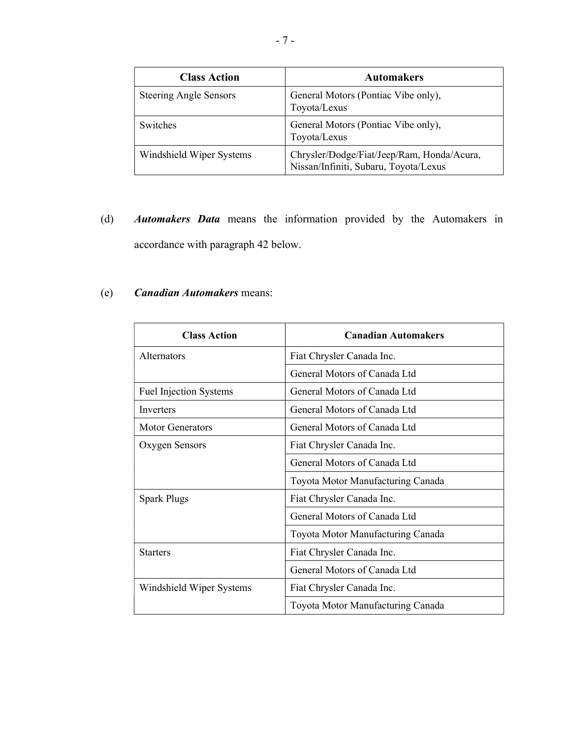| Class Action | Automakers |
|---|---|
| Steering Angle Sensors | General Motors (Pontiac Vibe only), Toyota/Lexus |
| Switches | General Motors (Pontiac Vibe only), Toyota/Lexus |
| Windshield Wiper Systems | Chrysler/Dodge/Fiat/Jeep/Ram, Honda/Acura, Nissan/Infiniti, Subaru, Toyota/Lexus |

(d) ***Automakers Data*** means the information provided by the Automakers in accordance with paragraph 42 below.

(e) ***Canadian Automakers*** means:

| Class Action | Canadian Automakers |
|---|---|
| Alternators | Fiat Chrysler Canada Inc. |
| | General Motors of Canada Ltd |
| Fuel Injection Systems | General Motors of Canada Ltd |
| Inverters | General Motors of Canada Ltd |
| Motor Generators | General Motors of Canada Ltd |
| Oxygen Sensors | Fiat Chrysler Canada Inc. |
| | General Motors of Canada Ltd |
| | Toyota Motor Manufacturing Canada |
| Spark Plugs | Fiat Chrysler Canada Inc. |
| | General Motors of Canada Ltd |
| | Toyota Motor Manufacturing Canada |
| Starters | Fiat Chrysler Canada Inc. |
| | General Motors of Canada Ltd |
| Windshield Wiper Systems | Fiat Chrysler Canada Inc. |
| | Toyota Motor Manufacturing Canada |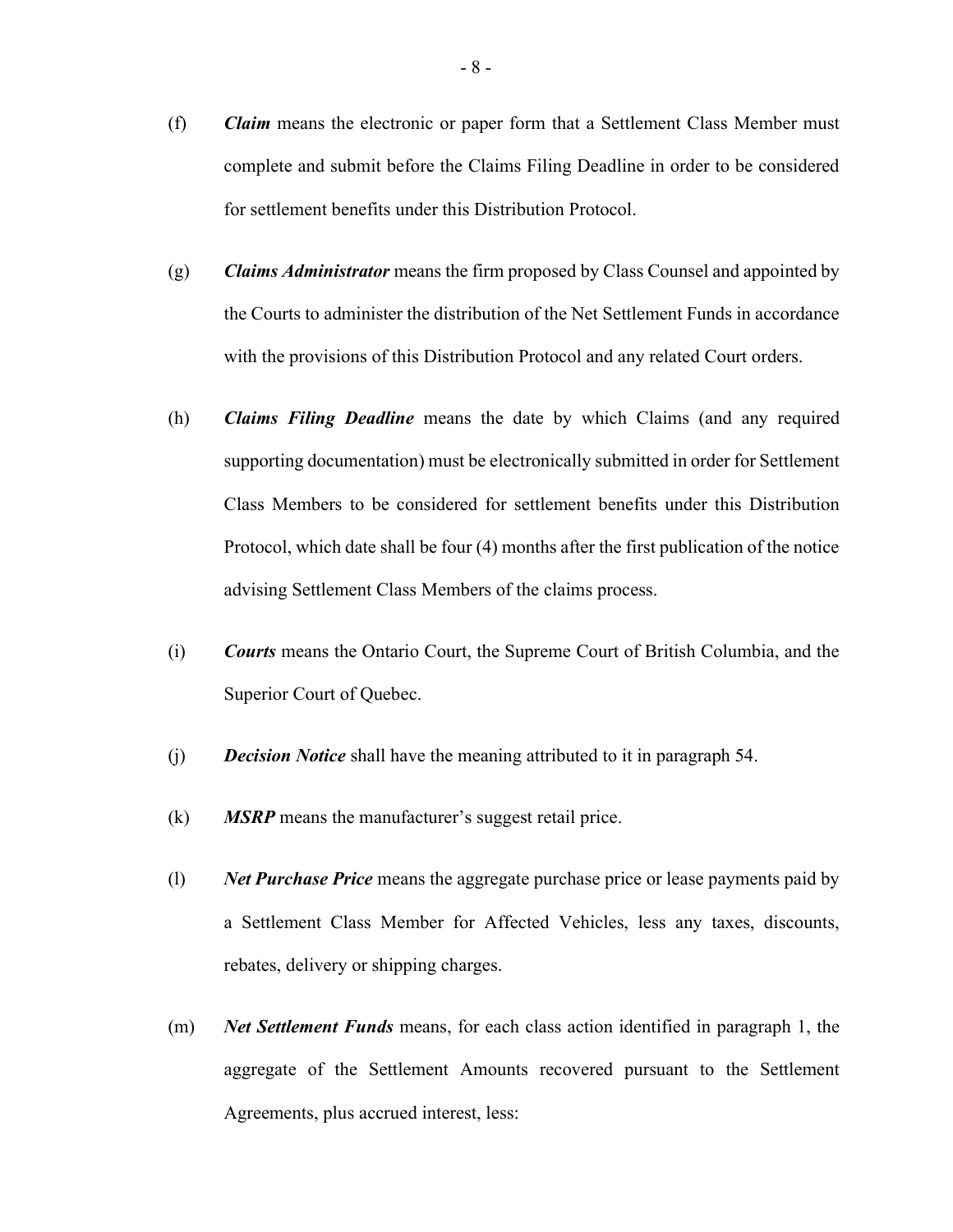(f) ***Claim*** means the electronic or paper form that a Settlement Class Member must complete and submit before the Claims Filing Deadline in order to be considered for settlement benefits under this Distribution Protocol.

(g) ***Claims Administrator*** means the firm proposed by Class Counsel and appointed by the Courts to administer the distribution of the Net Settlement Funds in accordance with the provisions of this Distribution Protocol and any related Court orders.

(h) ***Claims Filing Deadline*** means the date by which Claims (and any required supporting documentation) must be electronically submitted in order for Settlement Class Members to be considered for settlement benefits under this Distribution Protocol, which date shall be four (4) months after the first publication of the notice advising Settlement Class Members of the claims process.

(i) ***Courts*** means the Ontario Court, the Supreme Court of British Columbia, and the Superior Court of Quebec.

(j) ***Decision Notice*** shall have the meaning attributed to it in paragraph 54.

(k) ***MSRP*** means the manufacturer's suggest retail price.

(l) ***Net Purchase Price*** means the aggregate purchase price or lease payments paid by a Settlement Class Member for Affected Vehicles, less any taxes, discounts, rebates, delivery or shipping charges.

(m) ***Net Settlement Funds*** means, for each class action identified in paragraph 1, the aggregate of the Settlement Amounts recovered pursuant to the Settlement Agreements, plus accrued interest, less: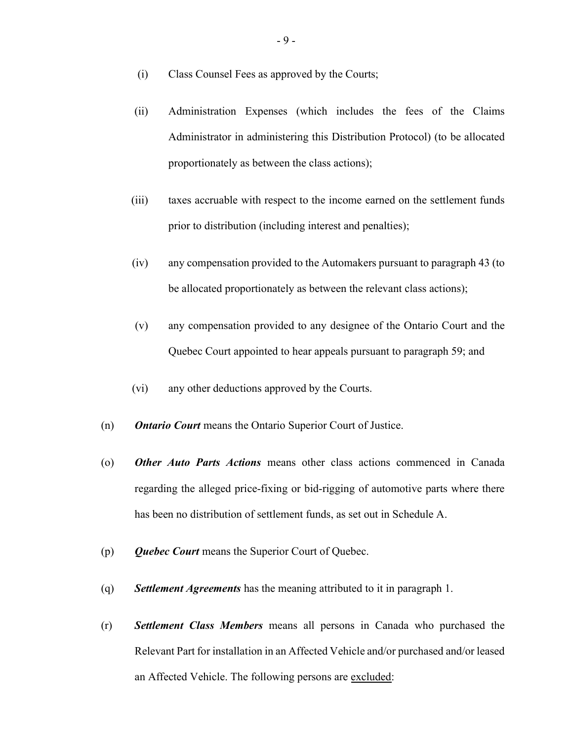(i) Class Counsel Fees as approved by the Courts;

(ii) Administration Expenses (which includes the fees of the Claims Administrator in administering this Distribution Protocol) (to be allocated proportionately as between the class actions);

(iii) taxes accruable with respect to the income earned on the settlement funds prior to distribution (including interest and penalties);

(iv) any compensation provided to the Automakers pursuant to paragraph 43 (to be allocated proportionately as between the relevant class actions);

(v) any compensation provided to any designee of the Ontario Court and the Quebec Court appointed to hear appeals pursuant to paragraph 59; and

(vi) any other deductions approved by the Courts.

(n) ***Ontario Court*** means the Ontario Superior Court of Justice.

(o) ***Other Auto Parts Actions*** means other class actions commenced in Canada regarding the alleged price-fixing or bid-rigging of automotive parts where there has been no distribution of settlement funds, as set out in Schedule A.

(p) ***Quebec Court*** means the Superior Court of Quebec.

(q) ***Settlement Agreements*** has the meaning attributed to it in paragraph 1.

(r) ***Settlement Class Members*** means all persons in Canada who purchased the Relevant Part for installation in an Affected Vehicle and/or purchased and/or leased an Affected Vehicle. The following persons are <u>excluded</u>: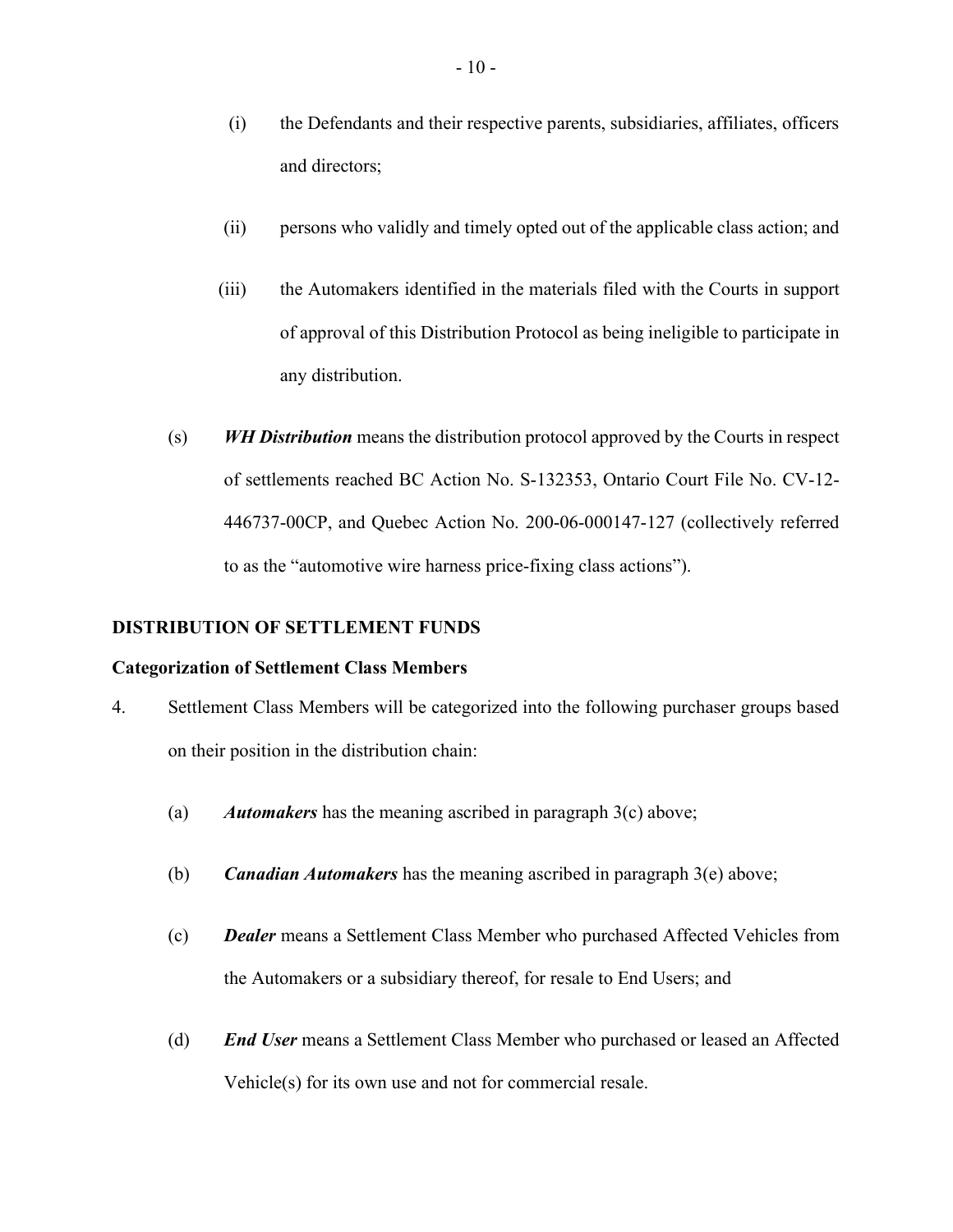(i) the Defendants and their respective parents, subsidiaries, affiliates, officers and directors;

(ii) persons who validly and timely opted out of the applicable class action; and

(iii) the Automakers identified in the materials filed with the Courts in support of approval of this Distribution Protocol as being ineligible to participate in any distribution.

(s) ***WH Distribution*** means the distribution protocol approved by the Courts in respect of settlements reached BC Action No. S-132353, Ontario Court File No. CV-12-446737-00CP, and Quebec Action No. 200-06-000147-127 (collectively referred to as the "automotive wire harness price-fixing class actions").

**DISTRIBUTION OF SETTLEMENT FUNDS**

**Categorization of Settlement Class Members**

4. Settlement Class Members will be categorized into the following purchaser groups based on their position in the distribution chain:

(a) ***Automakers*** has the meaning ascribed in paragraph 3(c) above;

(b) ***Canadian Automakers*** has the meaning ascribed in paragraph 3(e) above;

(c) ***Dealer*** means a Settlement Class Member who purchased Affected Vehicles from the Automakers or a subsidiary thereof, for resale to End Users; and

(d) ***End User*** means a Settlement Class Member who purchased or leased an Affected Vehicle(s) for its own use and not for commercial resale.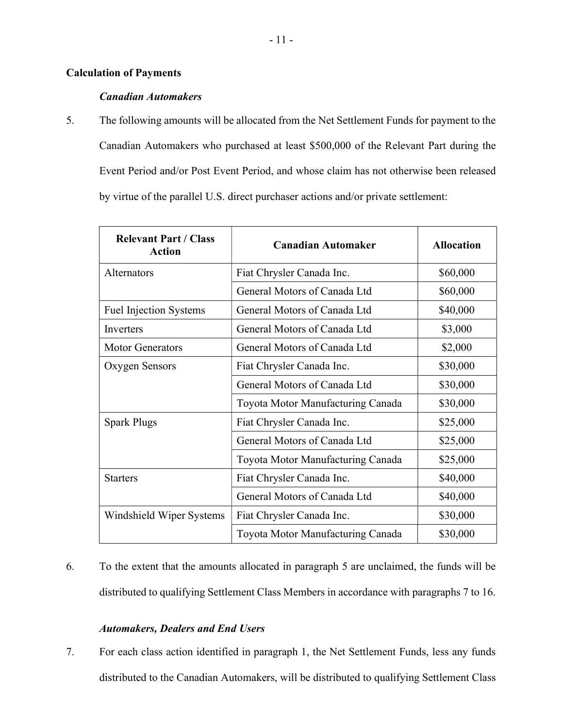## Calculation of Payments

### *Canadian Automakers*

5. The following amounts will be allocated from the Net Settlement Funds for payment to the Canadian Automakers who purchased at least $500,000 of the Relevant Part during the Event Period and/or Post Event Period, and whose claim has not otherwise been released by virtue of the parallel U.S. direct purchaser actions and/or private settlement:

| Relevant Part / Class Action | Canadian Automaker | Allocation |
|---|---|---|
| Alternators | Fiat Chrysler Canada Inc. | $60,000 |
| | General Motors of Canada Ltd | $60,000 |
| Fuel Injection Systems | General Motors of Canada Ltd | $40,000 |
| Inverters | General Motors of Canada Ltd | $3,000 |
| Motor Generators | General Motors of Canada Ltd | $2,000 |
| Oxygen Sensors | Fiat Chrysler Canada Inc. | $30,000 |
| | General Motors of Canada Ltd | $30,000 |
| | Toyota Motor Manufacturing Canada | $30,000 |
| Spark Plugs | Fiat Chrysler Canada Inc. | $25,000 |
| | General Motors of Canada Ltd | $25,000 |
| | Toyota Motor Manufacturing Canada | $25,000 |
| Starters | Fiat Chrysler Canada Inc. | $40,000 |
| | General Motors of Canada Ltd | $40,000 |
| Windshield Wiper Systems | Fiat Chrysler Canada Inc. | $30,000 |
| | Toyota Motor Manufacturing Canada | $30,000 |

6. To the extent that the amounts allocated in paragraph 5 are unclaimed, the funds will be distributed to qualifying Settlement Class Members in accordance with paragraphs 7 to 16.

### *Automakers, Dealers and End Users*

7. For each class action identified in paragraph 1, the Net Settlement Funds, less any funds distributed to the Canadian Automakers, will be distributed to qualifying Settlement Class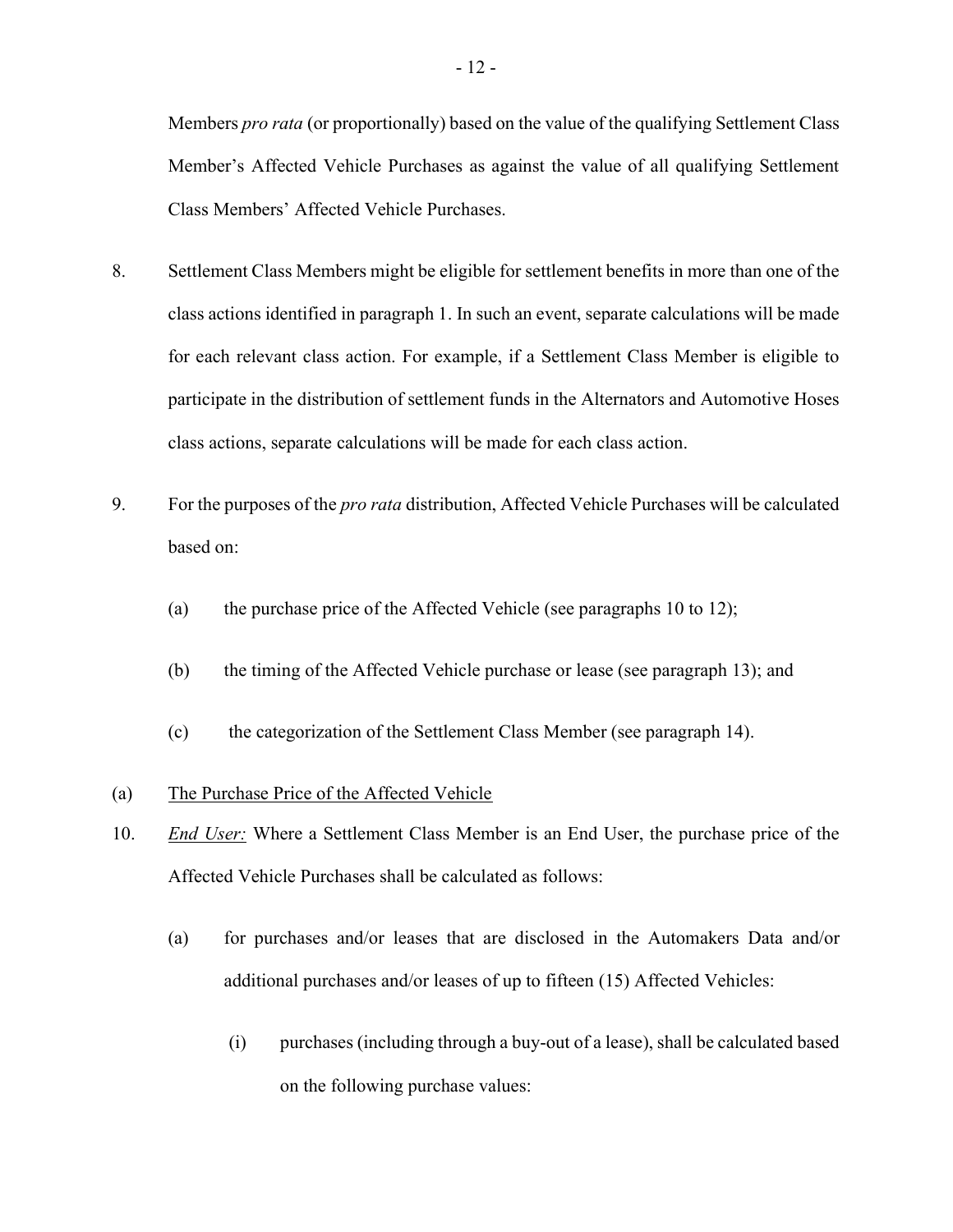Members *pro rata* (or proportionally) based on the value of the qualifying Settlement Class Member's Affected Vehicle Purchases as against the value of all qualifying Settlement Class Members' Affected Vehicle Purchases.

8. Settlement Class Members might be eligible for settlement benefits in more than one of the class actions identified in paragraph 1. In such an event, separate calculations will be made for each relevant class action. For example, if a Settlement Class Member is eligible to participate in the distribution of settlement funds in the Alternators and Automotive Hoses class actions, separate calculations will be made for each class action.

9. For the purposes of the *pro rata* distribution, Affected Vehicle Purchases will be calculated based on:

   (a) the purchase price of the Affected Vehicle (see paragraphs 10 to 12);

   (b) the timing of the Affected Vehicle purchase or lease (see paragraph 13); and

   (c) the categorization of the Settlement Class Member (see paragraph 14).

(a) The Purchase Price of the Affected Vehicle

10. *End User:* Where a Settlement Class Member is an End User, the purchase price of the Affected Vehicle Purchases shall be calculated as follows:

   (a) for purchases and/or leases that are disclosed in the Automakers Data and/or additional purchases and/or leases of up to fifteen (15) Affected Vehicles:

      (i) purchases (including through a buy-out of a lease), shall be calculated based on the following purchase values: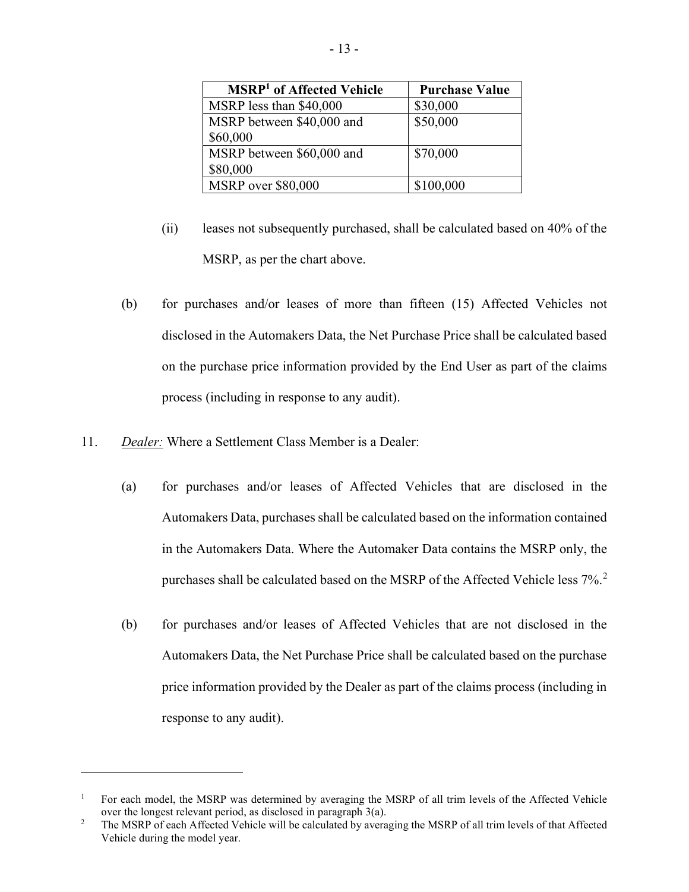| MSRP[1] of Affected Vehicle | Purchase Value |
| --- | --- |
| MSRP less than $40,000 | $30,000 |
| MSRP between $40,000 and $60,000 | $50,000 |
| MSRP between $60,000 and $80,000 | $70,000 |
| MSRP over $80,000 | $100,000 |

(ii) leases not subsequently purchased, shall be calculated based on 40% of the MSRP, as per the chart above.

(b) for purchases and/or leases of more than fifteen (15) Affected Vehicles not disclosed in the Automakers Data, the Net Purchase Price shall be calculated based on the purchase price information provided by the End User as part of the claims process (including in response to any audit).

11. *Dealer:* Where a Settlement Class Member is a Dealer:

(a) for purchases and/or leases of Affected Vehicles that are disclosed in the Automakers Data, purchases shall be calculated based on the information contained in the Automakers Data. Where the Automaker Data contains the MSRP only, the purchases shall be calculated based on the MSRP of the Affected Vehicle less 7%.[2]

(b) for purchases and/or leases of Affected Vehicles that are not disclosed in the Automakers Data, the Net Purchase Price shall be calculated based on the purchase price information provided by the Dealer as part of the claims process (including in response to any audit).

---

[1] For each model, the MSRP was determined by averaging the MSRP of all trim levels of the Affected Vehicle over the longest relevant period, as disclosed in paragraph 3(a).

[2] The MSRP of each Affected Vehicle will be calculated by averaging the MSRP of all trim levels of that Affected Vehicle during the model year.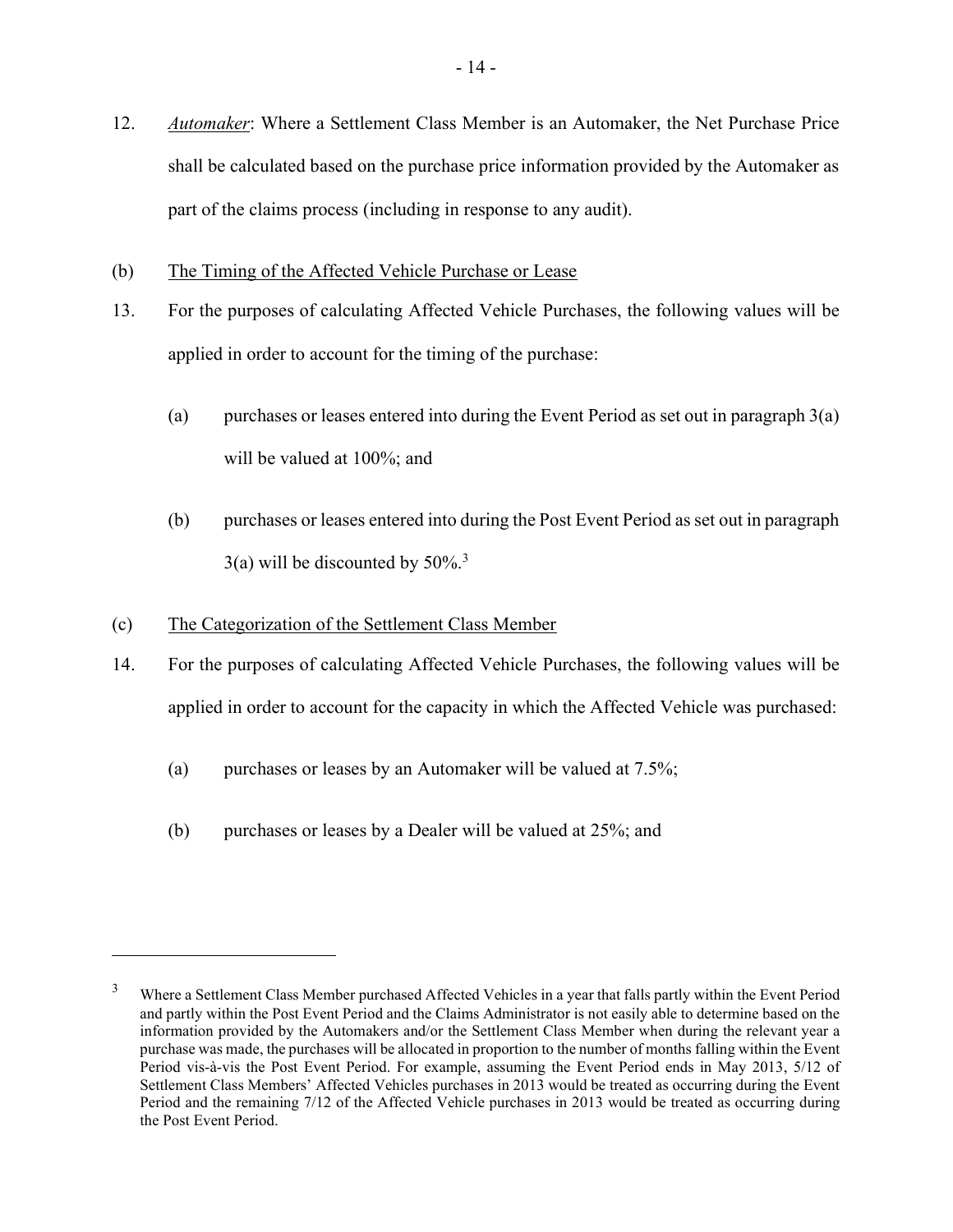12. *Automaker*: Where a Settlement Class Member is an Automaker, the Net Purchase Price shall be calculated based on the purchase price information provided by the Automaker as part of the claims process (including in response to any audit).

(b) The Timing of the Affected Vehicle Purchase or Lease

13. For the purposes of calculating Affected Vehicle Purchases, the following values will be applied in order to account for the timing of the purchase:

   (a) purchases or leases entered into during the Event Period as set out in paragraph 3(a) will be valued at 100%; and

   (b) purchases or leases entered into during the Post Event Period as set out in paragraph 3(a) will be discounted by 50%.[3]

(c) The Categorization of the Settlement Class Member

14. For the purposes of calculating Affected Vehicle Purchases, the following values will be applied in order to account for the capacity in which the Affected Vehicle was purchased:

   (a) purchases or leases by an Automaker will be valued at 7.5%;

   (b) purchases or leases by a Dealer will be valued at 25%; and

---

[3] Where a Settlement Class Member purchased Affected Vehicles in a year that falls partly within the Event Period and partly within the Post Event Period and the Claims Administrator is not easily able to determine based on the information provided by the Automakers and/or the Settlement Class Member when during the relevant year a purchase was made, the purchases will be allocated in proportion to the number of months falling within the Event Period vis-à-vis the Post Event Period. For example, assuming the Event Period ends in May 2013, 5/12 of Settlement Class Members' Affected Vehicles purchases in 2013 would be treated as occurring during the Event Period and the remaining 7/12 of the Affected Vehicle purchases in 2013 would be treated as occurring during the Post Event Period.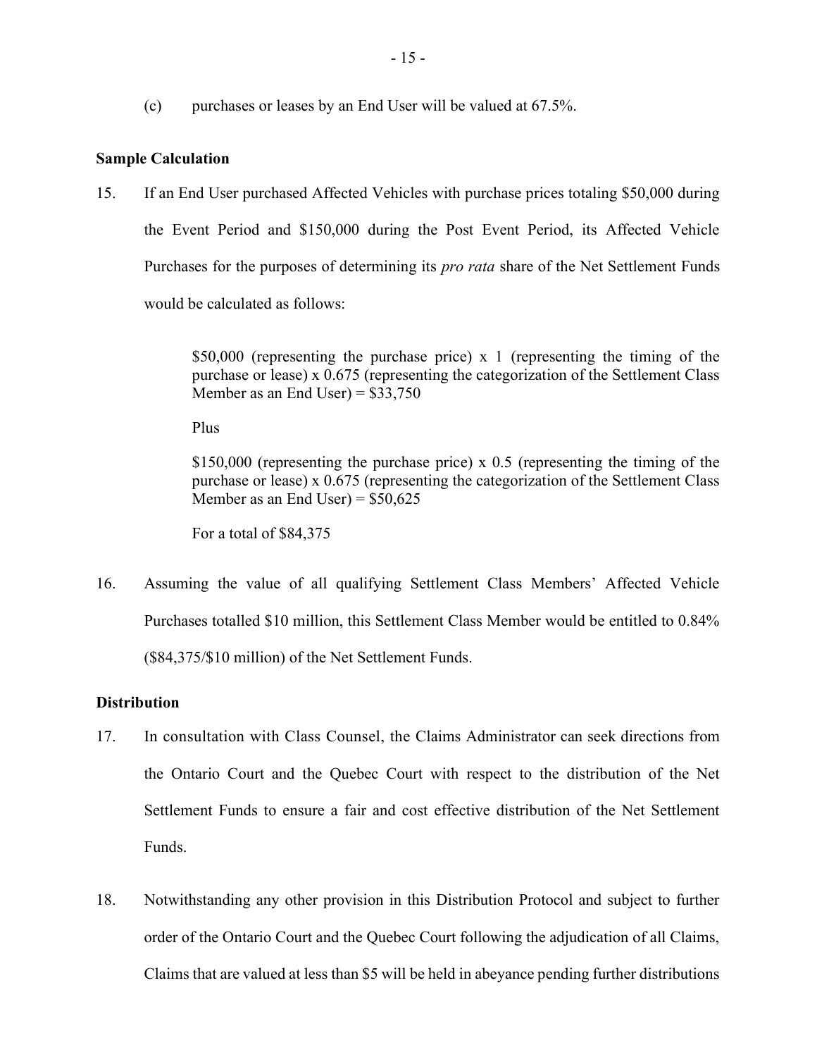(c) purchases or leases by an End User will be valued at 67.5%.

**Sample Calculation**

15. If an End User purchased Affected Vehicles with purchase prices totaling $50,000 during the Event Period and $150,000 during the Post Event Period, its Affected Vehicle Purchases for the purposes of determining its *pro rata* share of the Net Settlement Funds would be calculated as follows:

> $50,000 (representing the purchase price) x 1 (representing the timing of the purchase or lease) x 0.675 (representing the categorization of the Settlement Class Member as an End User) = $33,750
>
> Plus
>
> $150,000 (representing the purchase price) x 0.5 (representing the timing of the purchase or lease) x 0.675 (representing the categorization of the Settlement Class Member as an End User) = $50,625
>
> For a total of $84,375

16. Assuming the value of all qualifying Settlement Class Members' Affected Vehicle Purchases totalled $10 million, this Settlement Class Member would be entitled to 0.84% ($84,375/$10 million) of the Net Settlement Funds.

**Distribution**

17. In consultation with Class Counsel, the Claims Administrator can seek directions from the Ontario Court and the Quebec Court with respect to the distribution of the Net Settlement Funds to ensure a fair and cost effective distribution of the Net Settlement Funds.

18. Notwithstanding any other provision in this Distribution Protocol and subject to further order of the Ontario Court and the Quebec Court following the adjudication of all Claims, Claims that are valued at less than $5 will be held in abeyance pending further distributions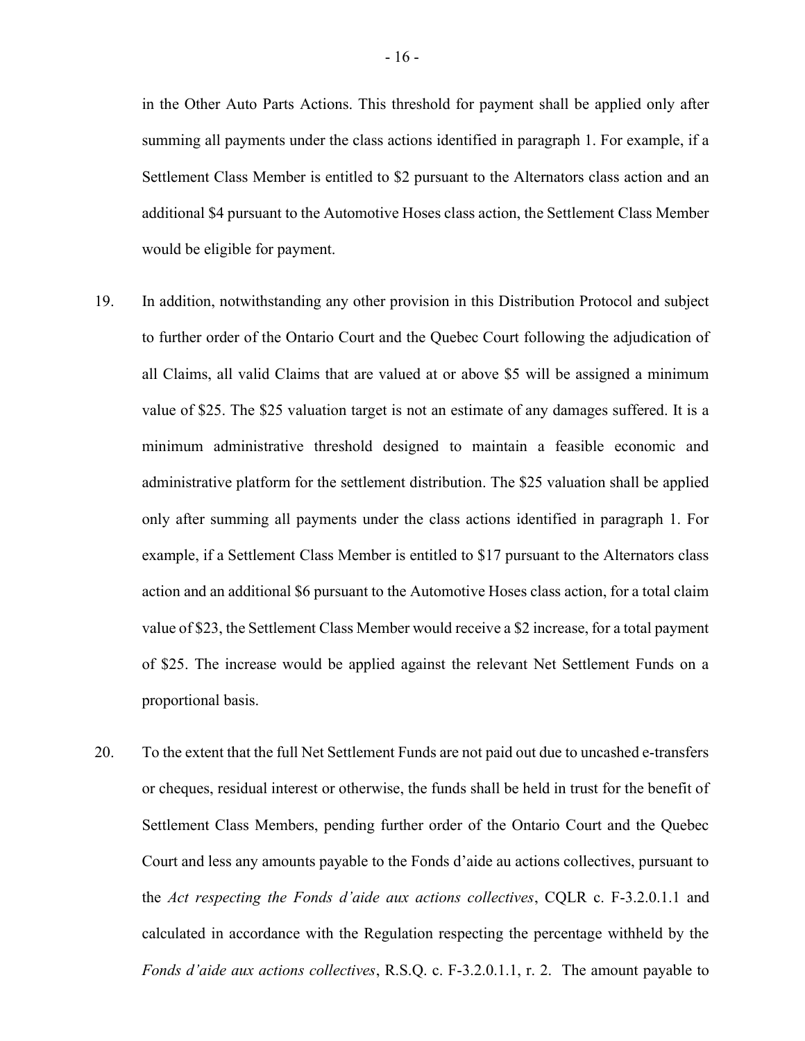in the Other Auto Parts Actions. This threshold for payment shall be applied only after summing all payments under the class actions identified in paragraph 1. For example, if a Settlement Class Member is entitled to $2 pursuant to the Alternators class action and an additional $4 pursuant to the Automotive Hoses class action, the Settlement Class Member would be eligible for payment.

19. In addition, notwithstanding any other provision in this Distribution Protocol and subject to further order of the Ontario Court and the Quebec Court following the adjudication of all Claims, all valid Claims that are valued at or above $5 will be assigned a minimum value of $25. The $25 valuation target is not an estimate of any damages suffered. It is a minimum administrative threshold designed to maintain a feasible economic and administrative platform for the settlement distribution. The $25 valuation shall be applied only after summing all payments under the class actions identified in paragraph 1. For example, if a Settlement Class Member is entitled to $17 pursuant to the Alternators class action and an additional $6 pursuant to the Automotive Hoses class action, for a total claim value of $23, the Settlement Class Member would receive a $2 increase, for a total payment of $25. The increase would be applied against the relevant Net Settlement Funds on a proportional basis.

20. To the extent that the full Net Settlement Funds are not paid out due to uncashed e-transfers or cheques, residual interest or otherwise, the funds shall be held in trust for the benefit of Settlement Class Members, pending further order of the Ontario Court and the Quebec Court and less any amounts payable to the Fonds d'aide au actions collectives, pursuant to the *Act respecting the Fonds d'aide aux actions collectives*, CQLR c. F-3.2.0.1.1 and calculated in accordance with the Regulation respecting the percentage withheld by the *Fonds d'aide aux actions collectives*, R.S.Q. c. F-3.2.0.1.1, r. 2. The amount payable to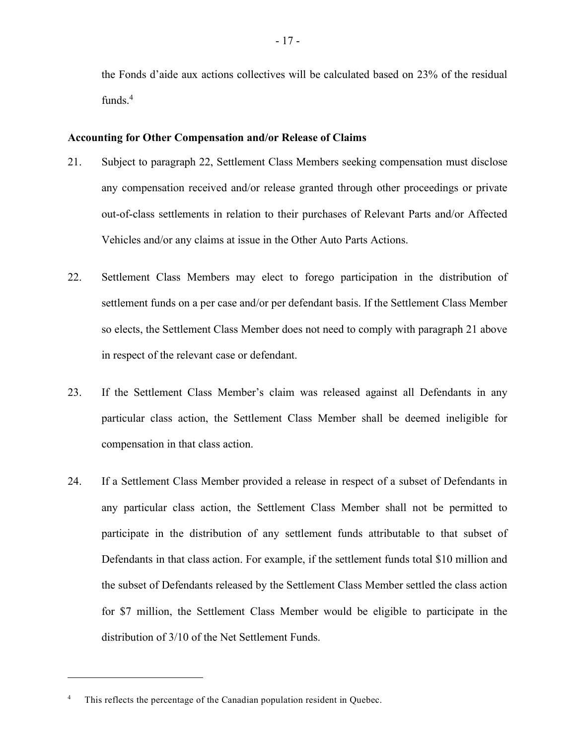the Fonds d'aide aux actions collectives will be calculated based on 23% of the residual funds.[4]

**Accounting for Other Compensation and/or Release of Claims**

21. Subject to paragraph 22, Settlement Class Members seeking compensation must disclose any compensation received and/or release granted through other proceedings or private out-of-class settlements in relation to their purchases of Relevant Parts and/or Affected Vehicles and/or any claims at issue in the Other Auto Parts Actions.

22. Settlement Class Members may elect to forego participation in the distribution of settlement funds on a per case and/or per defendant basis. If the Settlement Class Member so elects, the Settlement Class Member does not need to comply with paragraph 21 above in respect of the relevant case or defendant.

23. If the Settlement Class Member's claim was released against all Defendants in any particular class action, the Settlement Class Member shall be deemed ineligible for compensation in that class action.

24. If a Settlement Class Member provided a release in respect of a subset of Defendants in any particular class action, the Settlement Class Member shall not be permitted to participate in the distribution of any settlement funds attributable to that subset of Defendants in that class action. For example, if the settlement funds total $10 million and the subset of Defendants released by the Settlement Class Member settled the class action for $7 million, the Settlement Class Member would be eligible to participate in the distribution of 3/10 of the Net Settlement Funds.

---

[4] This reflects the percentage of the Canadian population resident in Quebec.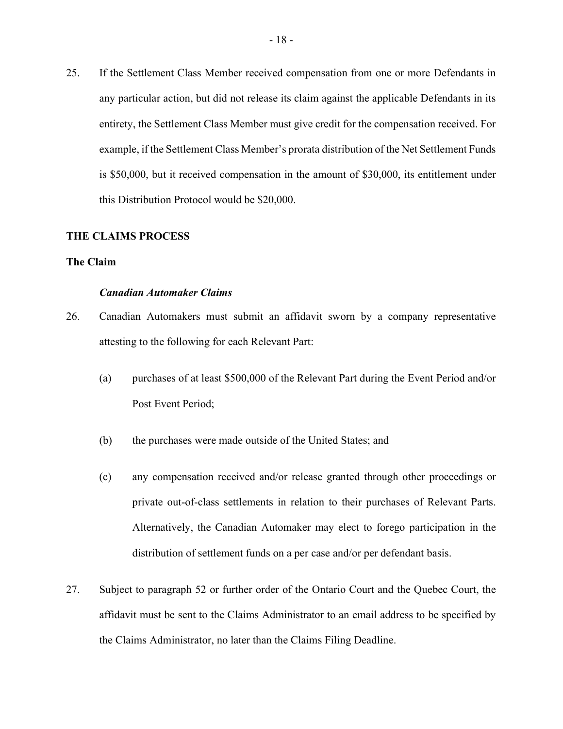25. If the Settlement Class Member received compensation from one or more Defendants in any particular action, but did not release its claim against the applicable Defendants in its entirety, the Settlement Class Member must give credit for the compensation received. For example, if the Settlement Class Member's prorata distribution of the Net Settlement Funds is $50,000, but it received compensation in the amount of $30,000, its entitlement under this Distribution Protocol would be $20,000.

## THE CLAIMS PROCESS

### The Claim

#### *Canadian Automaker Claims*

26. Canadian Automakers must submit an affidavit sworn by a company representative attesting to the following for each Relevant Part:

    (a) purchases of at least $500,000 of the Relevant Part during the Event Period and/or Post Event Period;

    (b) the purchases were made outside of the United States; and

    (c) any compensation received and/or release granted through other proceedings or private out-of-class settlements in relation to their purchases of Relevant Parts. Alternatively, the Canadian Automaker may elect to forego participation in the distribution of settlement funds on a per case and/or per defendant basis.

27. Subject to paragraph 52 or further order of the Ontario Court and the Quebec Court, the affidavit must be sent to the Claims Administrator to an email address to be specified by the Claims Administrator, no later than the Claims Filing Deadline.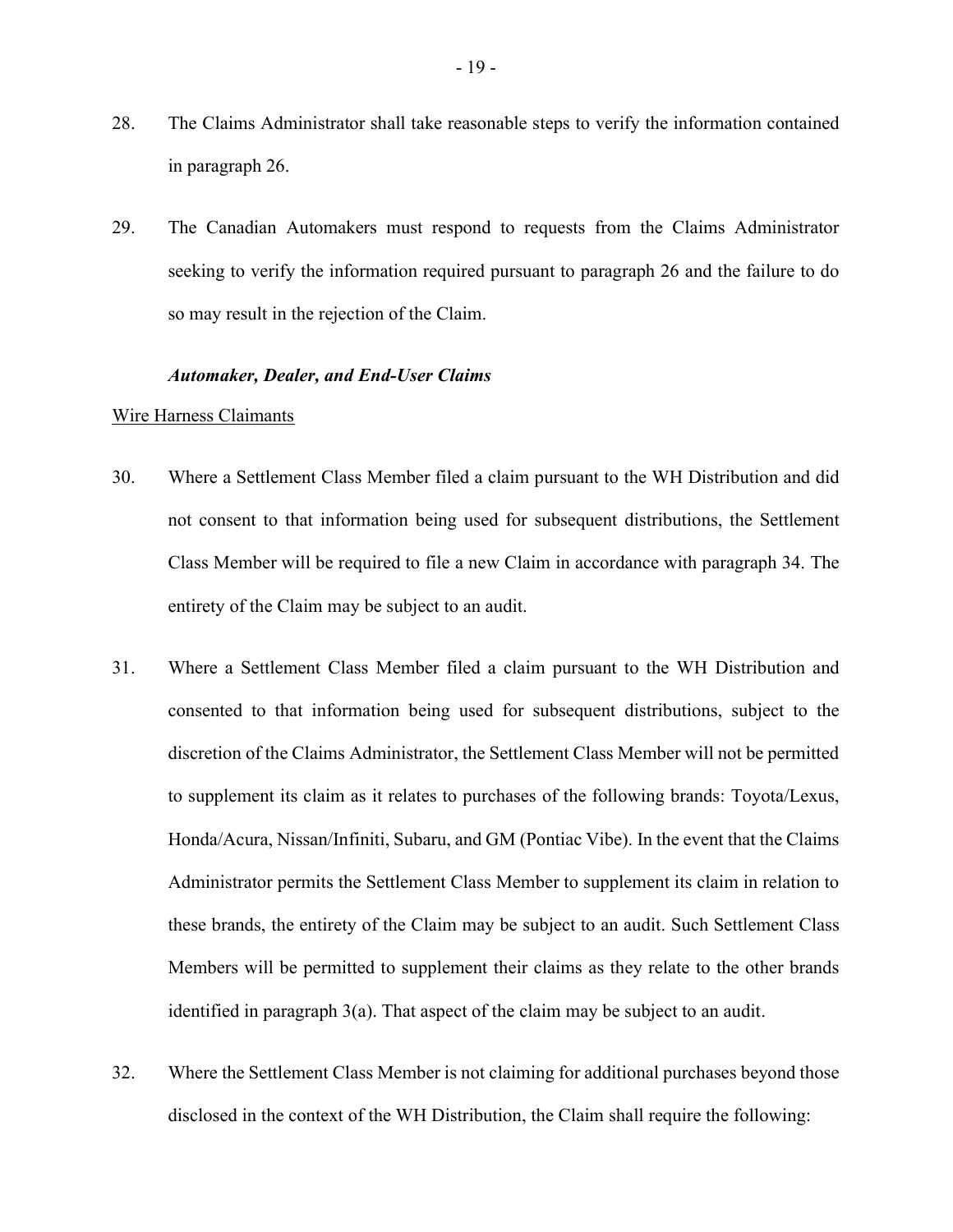28. The Claims Administrator shall take reasonable steps to verify the information contained in paragraph 26.

29. The Canadian Automakers must respond to requests from the Claims Administrator seeking to verify the information required pursuant to paragraph 26 and the failure to do so may result in the rejection of the Claim.

### *Automaker, Dealer, and End-User Claims*

Wire Harness Claimants

30. Where a Settlement Class Member filed a claim pursuant to the WH Distribution and did not consent to that information being used for subsequent distributions, the Settlement Class Member will be required to file a new Claim in accordance with paragraph 34. The entirety of the Claim may be subject to an audit.

31. Where a Settlement Class Member filed a claim pursuant to the WH Distribution and consented to that information being used for subsequent distributions, subject to the discretion of the Claims Administrator, the Settlement Class Member will not be permitted to supplement its claim as it relates to purchases of the following brands: Toyota/Lexus, Honda/Acura, Nissan/Infiniti, Subaru, and GM (Pontiac Vibe). In the event that the Claims Administrator permits the Settlement Class Member to supplement its claim in relation to these brands, the entirety of the Claim may be subject to an audit. Such Settlement Class Members will be permitted to supplement their claims as they relate to the other brands identified in paragraph 3(a). That aspect of the claim may be subject to an audit.

32. Where the Settlement Class Member is not claiming for additional purchases beyond those disclosed in the context of the WH Distribution, the Claim shall require the following: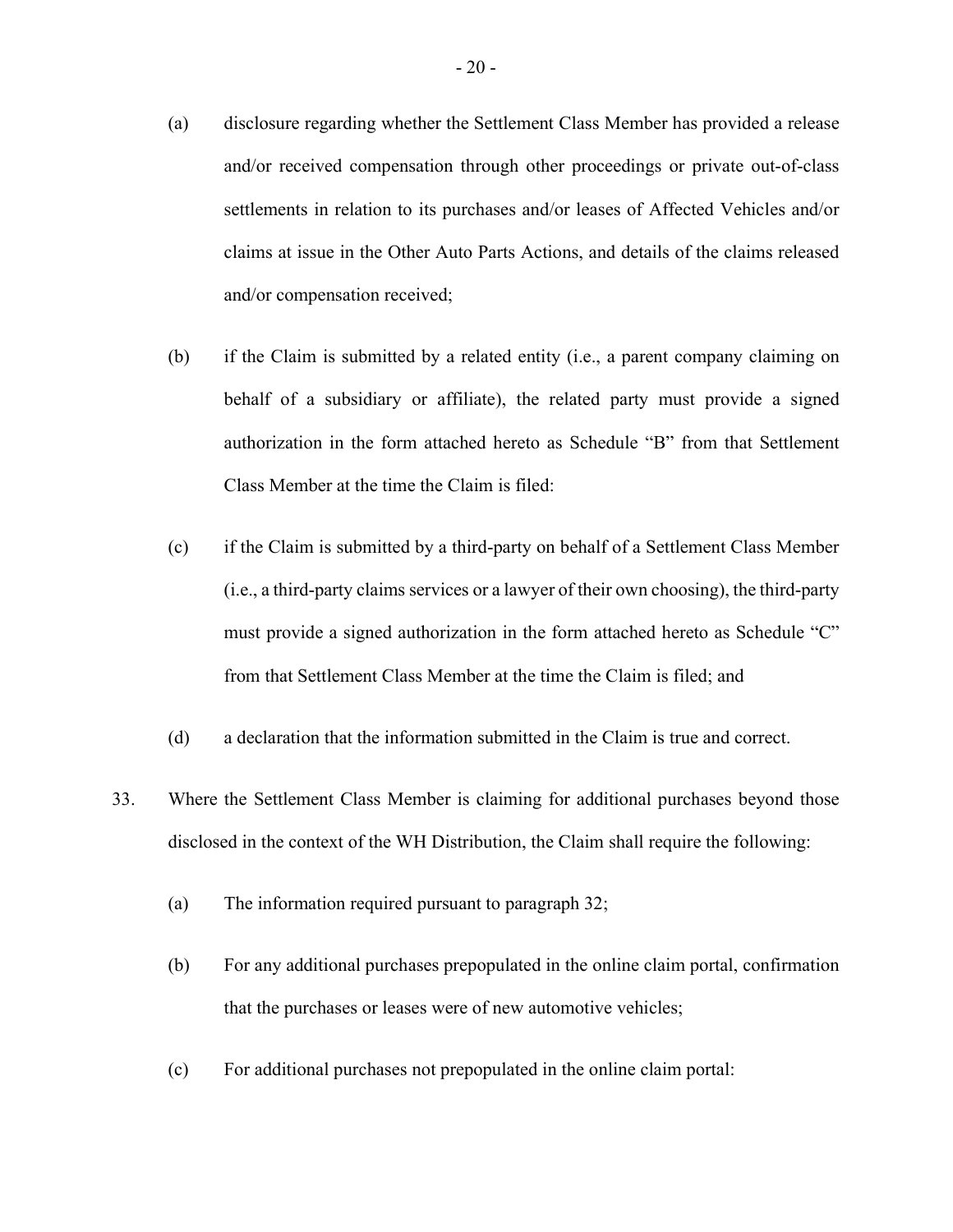(a) disclosure regarding whether the Settlement Class Member has provided a release and/or received compensation through other proceedings or private out-of-class settlements in relation to its purchases and/or leases of Affected Vehicles and/or claims at issue in the Other Auto Parts Actions, and details of the claims released and/or compensation received;

(b) if the Claim is submitted by a related entity (i.e., a parent company claiming on behalf of a subsidiary or affiliate), the related party must provide a signed authorization in the form attached hereto as Schedule "B" from that Settlement Class Member at the time the Claim is filed:

(c) if the Claim is submitted by a third-party on behalf of a Settlement Class Member (i.e., a third-party claims services or a lawyer of their own choosing), the third-party must provide a signed authorization in the form attached hereto as Schedule "C" from that Settlement Class Member at the time the Claim is filed; and

(d) a declaration that the information submitted in the Claim is true and correct.

33. Where the Settlement Class Member is claiming for additional purchases beyond those disclosed in the context of the WH Distribution, the Claim shall require the following:

(a) The information required pursuant to paragraph 32;

(b) For any additional purchases prepopulated in the online claim portal, confirmation that the purchases or leases were of new automotive vehicles;

(c) For additional purchases not prepopulated in the online claim portal: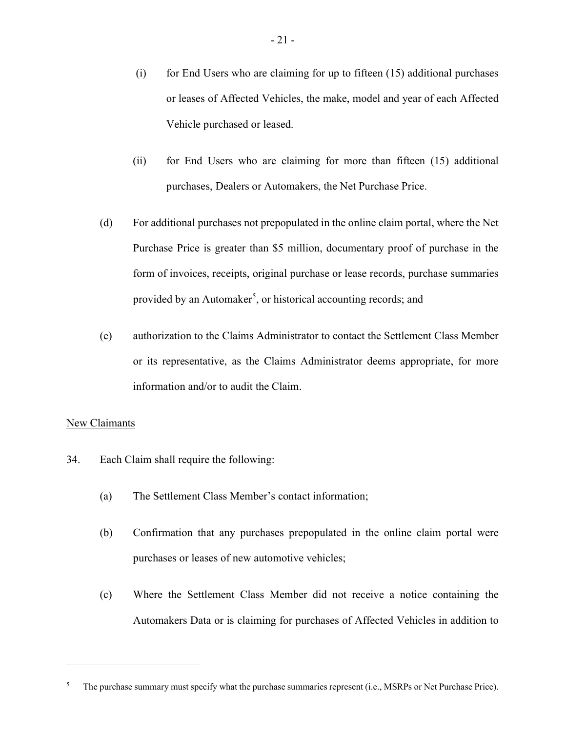(i) for End Users who are claiming for up to fifteen (15) additional purchases or leases of Affected Vehicles, the make, model and year of each Affected Vehicle purchased or leased.

(ii) for End Users who are claiming for more than fifteen (15) additional purchases, Dealers or Automakers, the Net Purchase Price.

(d) For additional purchases not prepopulated in the online claim portal, where the Net Purchase Price is greater than $5 million, documentary proof of purchase in the form of invoices, receipts, original purchase or lease records, purchase summaries provided by an Automaker[5], or historical accounting records; and

(e) authorization to the Claims Administrator to contact the Settlement Class Member or its representative, as the Claims Administrator deems appropriate, for more information and/or to audit the Claim.

<u>New Claimants</u>

34. Each Claim shall require the following:

(a) The Settlement Class Member's contact information;

(b) Confirmation that any purchases prepopulated in the online claim portal were purchases or leases of new automotive vehicles;

(c) Where the Settlement Class Member did not receive a notice containing the Automakers Data or is claiming for purchases of Affected Vehicles in addition to

---

[5] The purchase summary must specify what the purchase summaries represent (i.e., MSRPs or Net Purchase Price).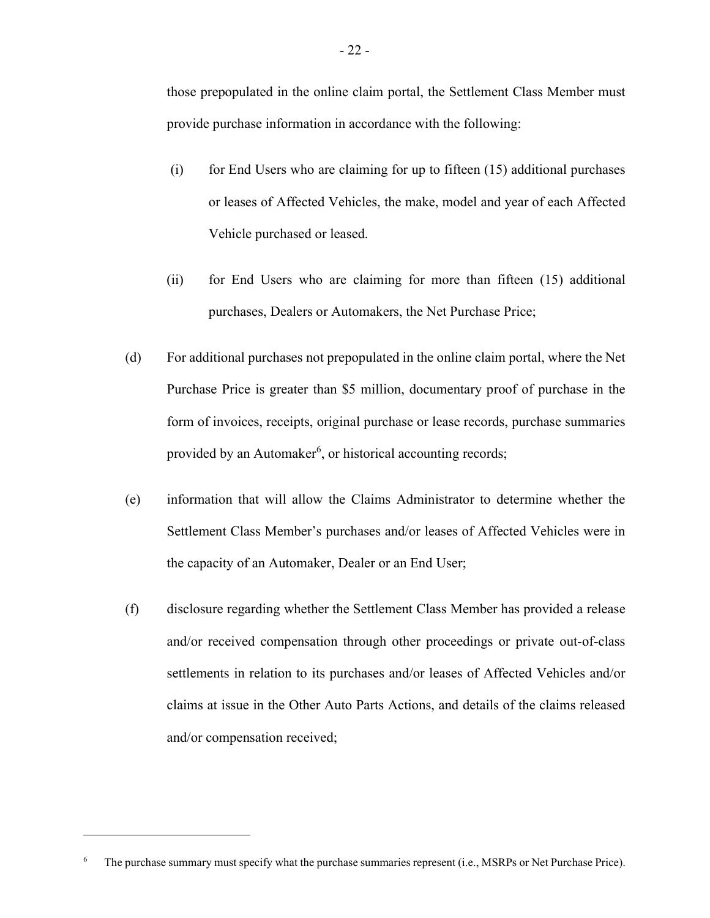those prepopulated in the online claim portal, the Settlement Class Member must provide purchase information in accordance with the following:

(i) for End Users who are claiming for up to fifteen (15) additional purchases or leases of Affected Vehicles, the make, model and year of each Affected Vehicle purchased or leased.

(ii) for End Users who are claiming for more than fifteen (15) additional purchases, Dealers or Automakers, the Net Purchase Price;

(d) For additional purchases not prepopulated in the online claim portal, where the Net Purchase Price is greater than \$5 million, documentary proof of purchase in the form of invoices, receipts, original purchase or lease records, purchase summaries provided by an Automaker[6], or historical accounting records;

(e) information that will allow the Claims Administrator to determine whether the Settlement Class Member's purchases and/or leases of Affected Vehicles were in the capacity of an Automaker, Dealer or an End User;

(f) disclosure regarding whether the Settlement Class Member has provided a release and/or received compensation through other proceedings or private out-of-class settlements in relation to its purchases and/or leases of Affected Vehicles and/or claims at issue in the Other Auto Parts Actions, and details of the claims released and/or compensation received;

---

[6] The purchase summary must specify what the purchase summaries represent (i.e., MSRPs or Net Purchase Price).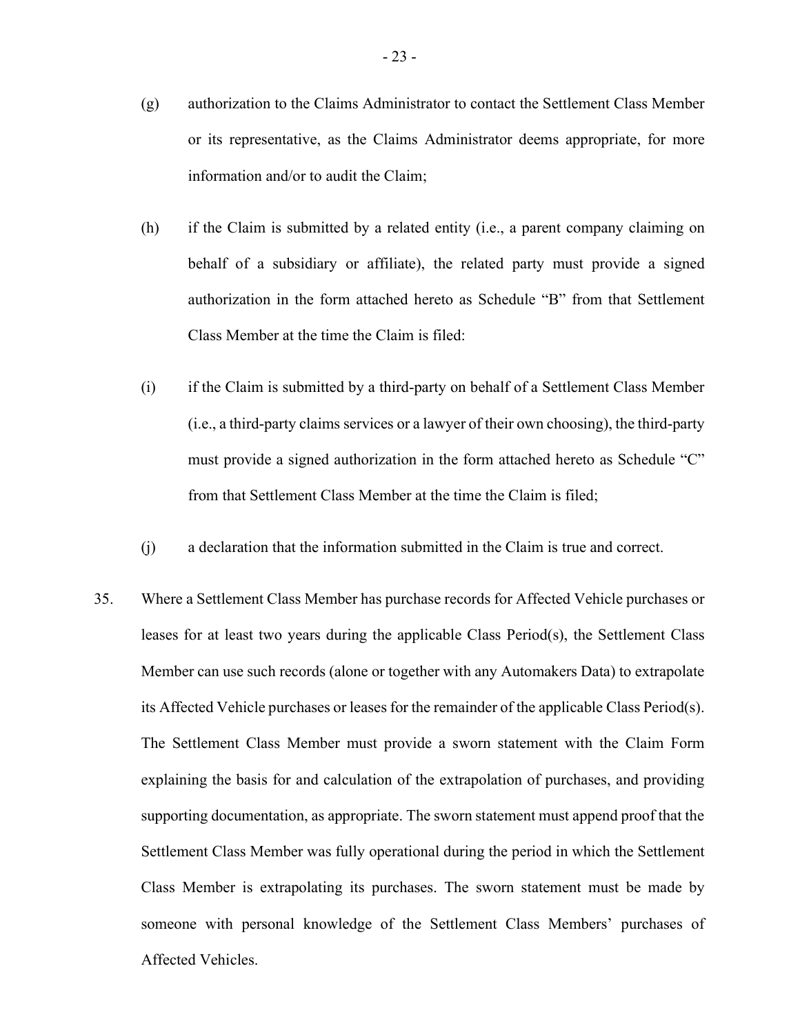(g) authorization to the Claims Administrator to contact the Settlement Class Member or its representative, as the Claims Administrator deems appropriate, for more information and/or to audit the Claim;

(h) if the Claim is submitted by a related entity (i.e., a parent company claiming on behalf of a subsidiary or affiliate), the related party must provide a signed authorization in the form attached hereto as Schedule "B" from that Settlement Class Member at the time the Claim is filed:

(i) if the Claim is submitted by a third-party on behalf of a Settlement Class Member (i.e., a third-party claims services or a lawyer of their own choosing), the third-party must provide a signed authorization in the form attached hereto as Schedule "C" from that Settlement Class Member at the time the Claim is filed;

(j) a declaration that the information submitted in the Claim is true and correct.

35. Where a Settlement Class Member has purchase records for Affected Vehicle purchases or leases for at least two years during the applicable Class Period(s), the Settlement Class Member can use such records (alone or together with any Automakers Data) to extrapolate its Affected Vehicle purchases or leases for the remainder of the applicable Class Period(s). The Settlement Class Member must provide a sworn statement with the Claim Form explaining the basis for and calculation of the extrapolation of purchases, and providing supporting documentation, as appropriate. The sworn statement must append proof that the Settlement Class Member was fully operational during the period in which the Settlement Class Member is extrapolating its purchases. The sworn statement must be made by someone with personal knowledge of the Settlement Class Members' purchases of Affected Vehicles.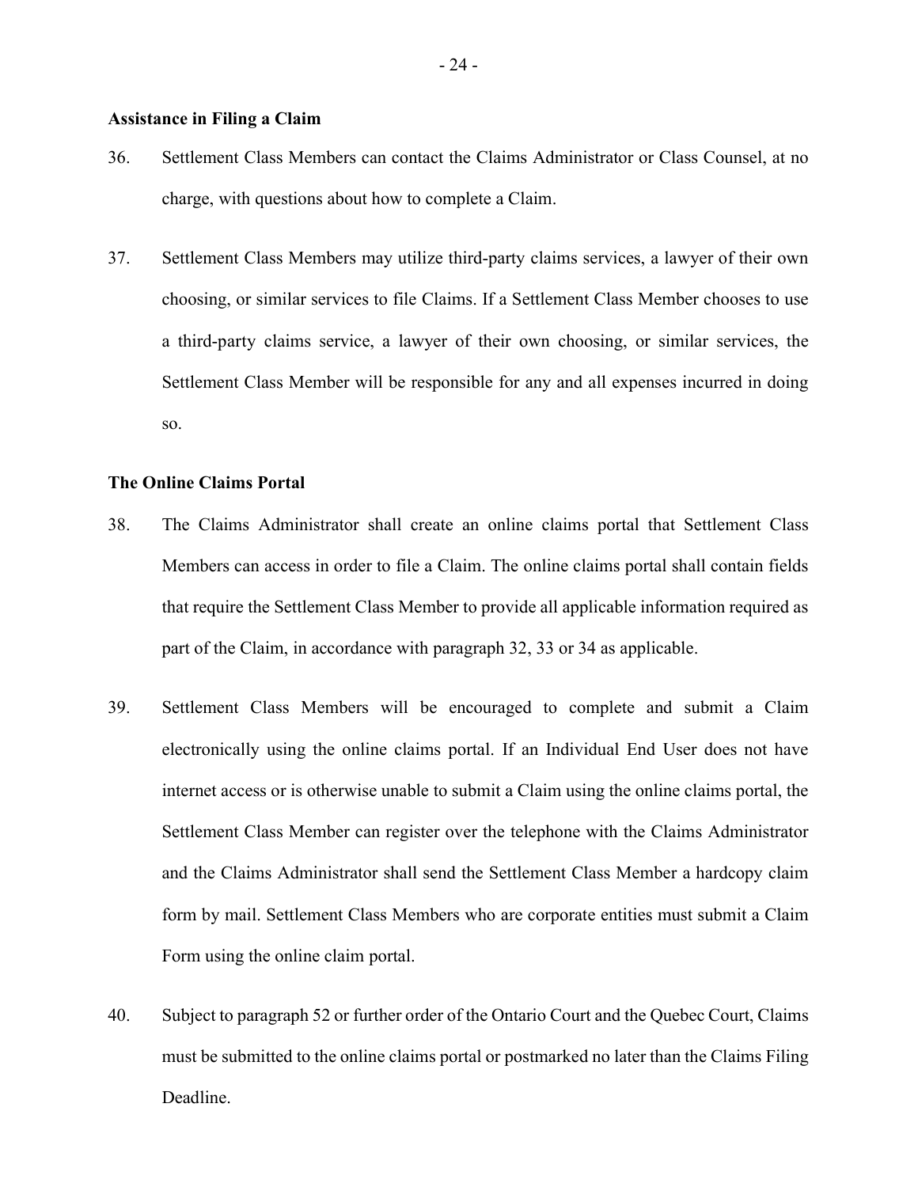**Assistance in Filing a Claim**

36. Settlement Class Members can contact the Claims Administrator or Class Counsel, at no charge, with questions about how to complete a Claim.

37. Settlement Class Members may utilize third-party claims services, a lawyer of their own choosing, or similar services to file Claims. If a Settlement Class Member chooses to use a third-party claims service, a lawyer of their own choosing, or similar services, the Settlement Class Member will be responsible for any and all expenses incurred in doing so.

**The Online Claims Portal**

38. The Claims Administrator shall create an online claims portal that Settlement Class Members can access in order to file a Claim. The online claims portal shall contain fields that require the Settlement Class Member to provide all applicable information required as part of the Claim, in accordance with paragraph 32, 33 or 34 as applicable.

39. Settlement Class Members will be encouraged to complete and submit a Claim electronically using the online claims portal. If an Individual End User does not have internet access or is otherwise unable to submit a Claim using the online claims portal, the Settlement Class Member can register over the telephone with the Claims Administrator and the Claims Administrator shall send the Settlement Class Member a hardcopy claim form by mail. Settlement Class Members who are corporate entities must submit a Claim Form using the online claim portal.

40. Subject to paragraph 52 or further order of the Ontario Court and the Quebec Court, Claims must be submitted to the online claims portal or postmarked no later than the Claims Filing Deadline.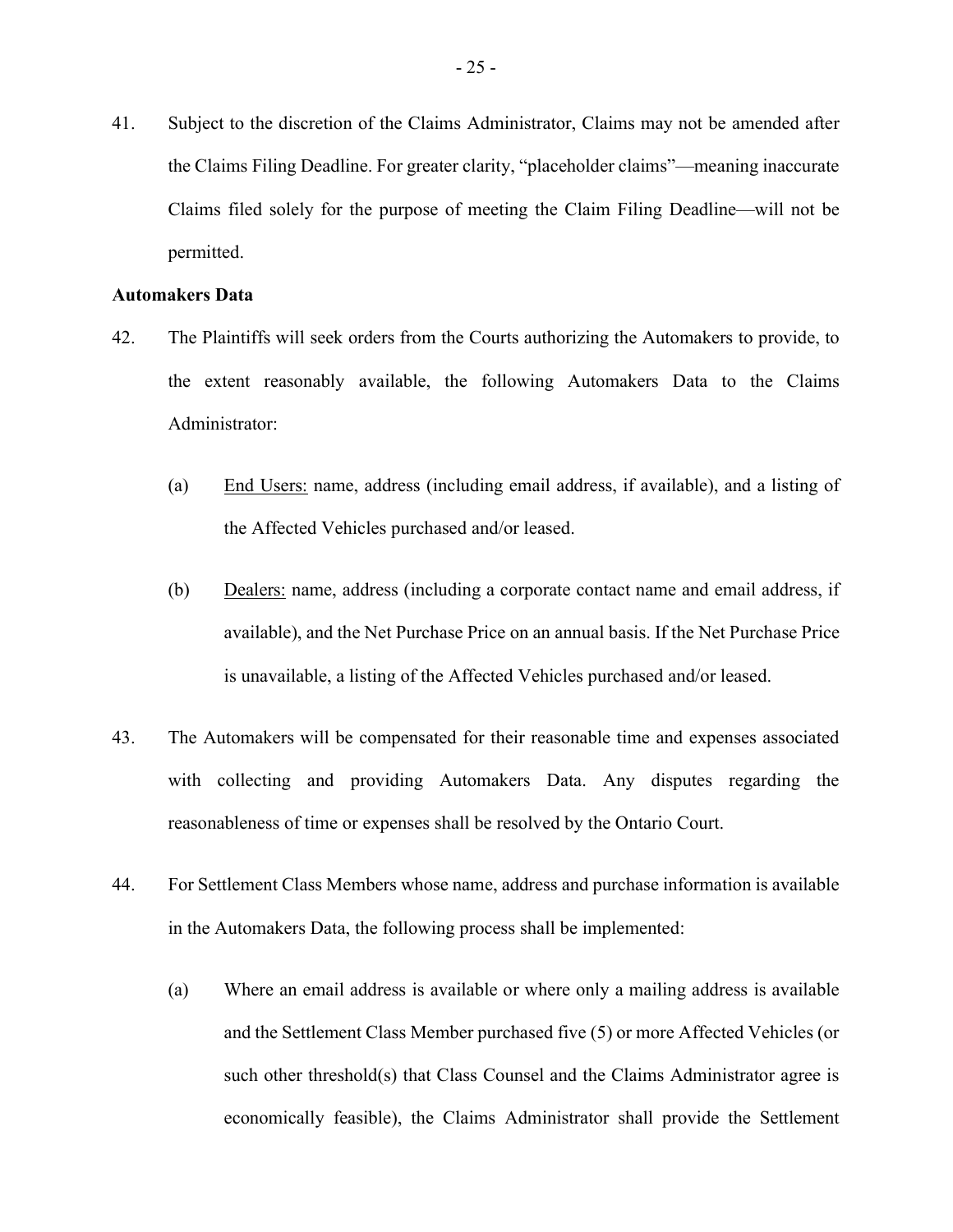41. Subject to the discretion of the Claims Administrator, Claims may not be amended after the Claims Filing Deadline. For greater clarity, "placeholder claims"—meaning inaccurate Claims filed solely for the purpose of meeting the Claim Filing Deadline—will not be permitted.

**Automakers Data**

42. The Plaintiffs will seek orders from the Courts authorizing the Automakers to provide, to the extent reasonably available, the following Automakers Data to the Claims Administrator:

    (a) <u>End Users:</u> name, address (including email address, if available), and a listing of the Affected Vehicles purchased and/or leased.

    (b) <u>Dealers:</u> name, address (including a corporate contact name and email address, if available), and the Net Purchase Price on an annual basis. If the Net Purchase Price is unavailable, a listing of the Affected Vehicles purchased and/or leased.

43. The Automakers will be compensated for their reasonable time and expenses associated with collecting and providing Automakers Data. Any disputes regarding the reasonableness of time or expenses shall be resolved by the Ontario Court.

44. For Settlement Class Members whose name, address and purchase information is available in the Automakers Data, the following process shall be implemented:

    (a) Where an email address is available or where only a mailing address is available and the Settlement Class Member purchased five (5) or more Affected Vehicles (or such other threshold(s) that Class Counsel and the Claims Administrator agree is economically feasible), the Claims Administrator shall provide the Settlement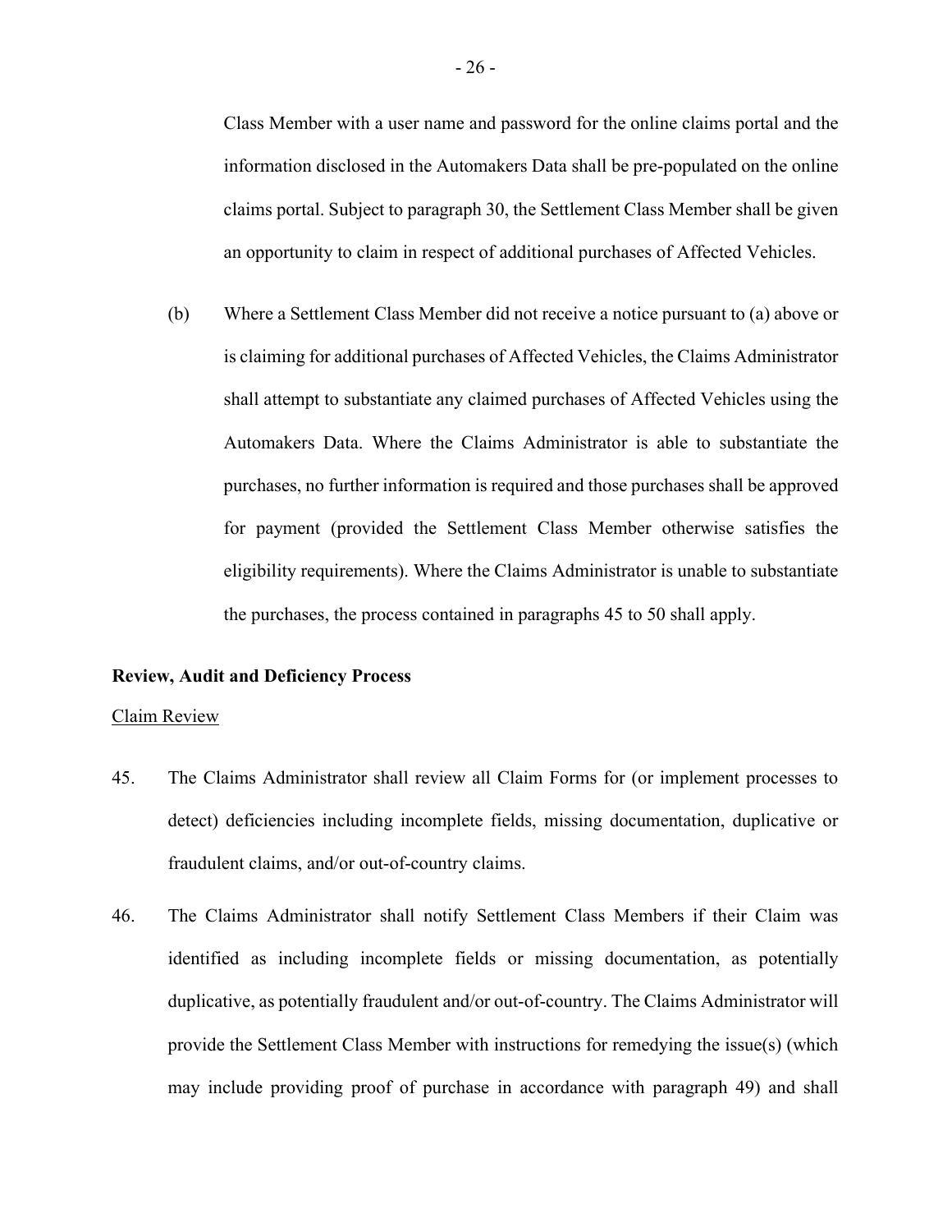Class Member with a user name and password for the online claims portal and the information disclosed in the Automakers Data shall be pre-populated on the online claims portal. Subject to paragraph 30, the Settlement Class Member shall be given an opportunity to claim in respect of additional purchases of Affected Vehicles.

(b) Where a Settlement Class Member did not receive a notice pursuant to (a) above or is claiming for additional purchases of Affected Vehicles, the Claims Administrator shall attempt to substantiate any claimed purchases of Affected Vehicles using the Automakers Data. Where the Claims Administrator is able to substantiate the purchases, no further information is required and those purchases shall be approved for payment (provided the Settlement Class Member otherwise satisfies the eligibility requirements). Where the Claims Administrator is unable to substantiate the purchases, the process contained in paragraphs 45 to 50 shall apply.

**Review, Audit and Deficiency Process**

Claim Review

45. The Claims Administrator shall review all Claim Forms for (or implement processes to detect) deficiencies including incomplete fields, missing documentation, duplicative or fraudulent claims, and/or out-of-country claims.

46. The Claims Administrator shall notify Settlement Class Members if their Claim was identified as including incomplete fields or missing documentation, as potentially duplicative, as potentially fraudulent and/or out-of-country. The Claims Administrator will provide the Settlement Class Member with instructions for remedying the issue(s) (which may include providing proof of purchase in accordance with paragraph 49) and shall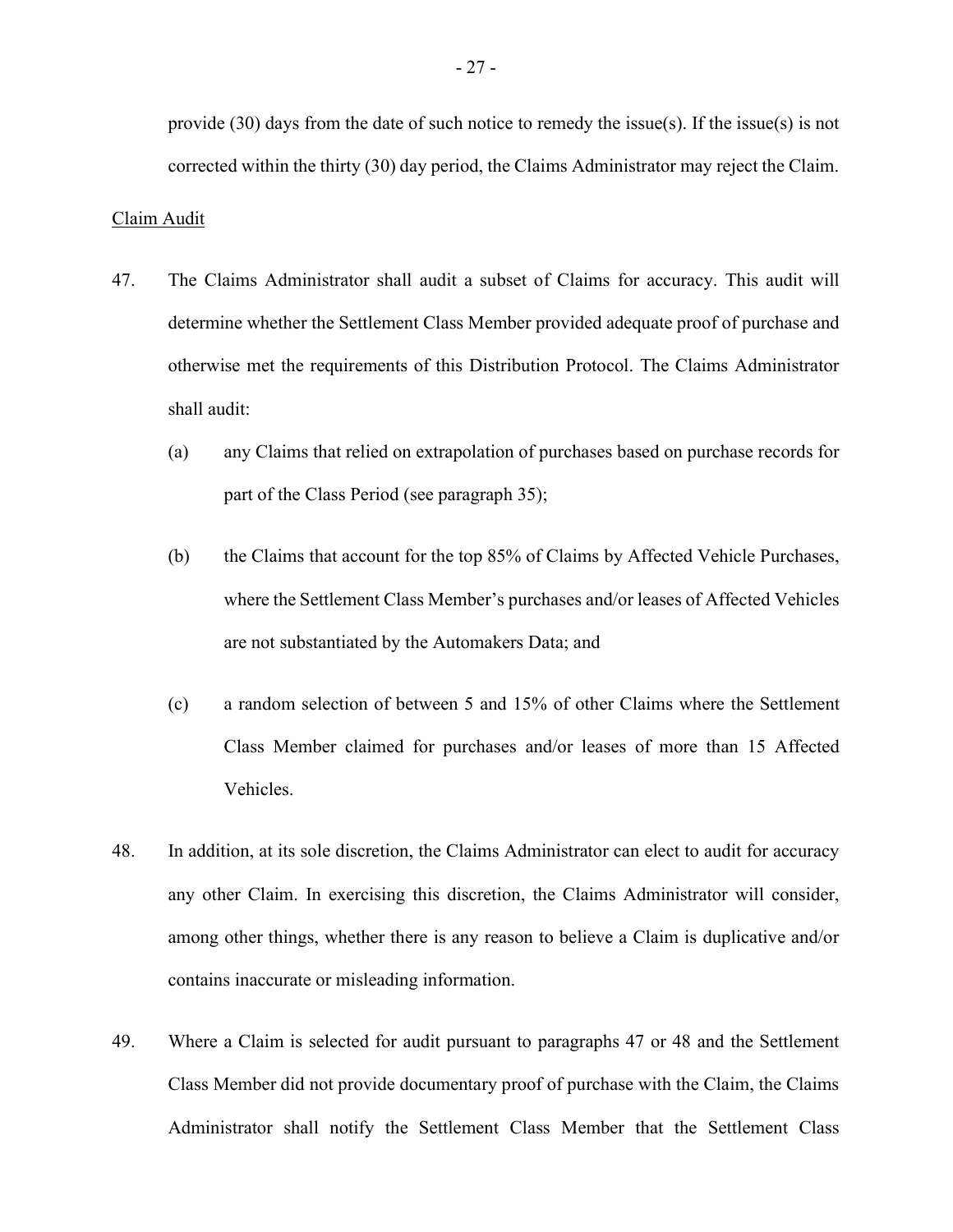provide (30) days from the date of such notice to remedy the issue(s). If the issue(s) is not corrected within the thirty (30) day period, the Claims Administrator may reject the Claim.

<u>Claim Audit</u>

47. The Claims Administrator shall audit a subset of Claims for accuracy. This audit will determine whether the Settlement Class Member provided adequate proof of purchase and otherwise met the requirements of this Distribution Protocol. The Claims Administrator shall audit:

   (a) any Claims that relied on extrapolation of purchases based on purchase records for part of the Class Period (see paragraph 35);

   (b) the Claims that account for the top 85% of Claims by Affected Vehicle Purchases, where the Settlement Class Member's purchases and/or leases of Affected Vehicles are not substantiated by the Automakers Data; and

   (c) a random selection of between 5 and 15% of other Claims where the Settlement Class Member claimed for purchases and/or leases of more than 15 Affected Vehicles.

48. In addition, at its sole discretion, the Claims Administrator can elect to audit for accuracy any other Claim. In exercising this discretion, the Claims Administrator will consider, among other things, whether there is any reason to believe a Claim is duplicative and/or contains inaccurate or misleading information.

49. Where a Claim is selected for audit pursuant to paragraphs 47 or 48 and the Settlement Class Member did not provide documentary proof of purchase with the Claim, the Claims Administrator shall notify the Settlement Class Member that the Settlement Class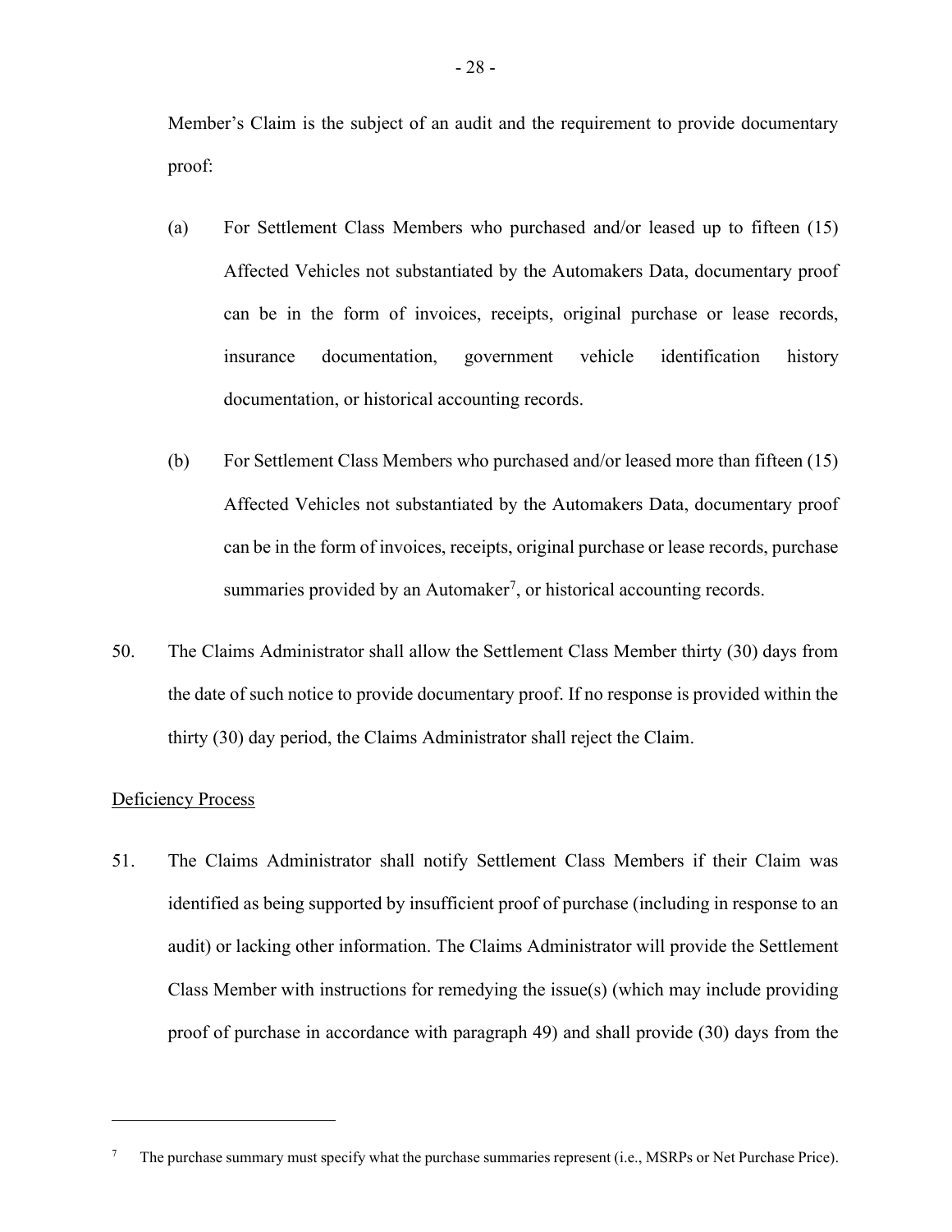Member's Claim is the subject of an audit and the requirement to provide documentary proof:

(a) For Settlement Class Members who purchased and/or leased up to fifteen (15) Affected Vehicles not substantiated by the Automakers Data, documentary proof can be in the form of invoices, receipts, original purchase or lease records, insurance documentation, government vehicle identification history documentation, or historical accounting records.

(b) For Settlement Class Members who purchased and/or leased more than fifteen (15) Affected Vehicles not substantiated by the Automakers Data, documentary proof can be in the form of invoices, receipts, original purchase or lease records, purchase summaries provided by an Automaker[7], or historical accounting records.

50. The Claims Administrator shall allow the Settlement Class Member thirty (30) days from the date of such notice to provide documentary proof. If no response is provided within the thirty (30) day period, the Claims Administrator shall reject the Claim.

<u>Deficiency Process</u>

51. The Claims Administrator shall notify Settlement Class Members if their Claim was identified as being supported by insufficient proof of purchase (including in response to an audit) or lacking other information. The Claims Administrator will provide the Settlement Class Member with instructions for remedying the issue(s) (which may include providing proof of purchase in accordance with paragraph 49) and shall provide (30) days from the

---

[7] The purchase summary must specify what the purchase summaries represent (i.e., MSRPs or Net Purchase Price).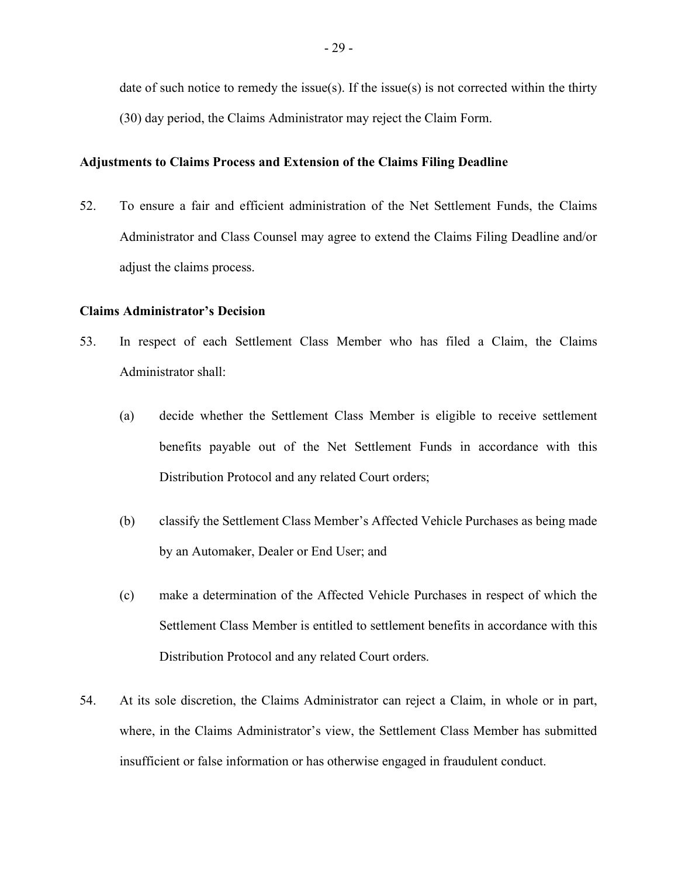date of such notice to remedy the issue(s). If the issue(s) is not corrected within the thirty (30) day period, the Claims Administrator may reject the Claim Form.

**Adjustments to Claims Process and Extension of the Claims Filing Deadline**

52. To ensure a fair and efficient administration of the Net Settlement Funds, the Claims Administrator and Class Counsel may agree to extend the Claims Filing Deadline and/or adjust the claims process.

**Claims Administrator's Decision**

53. In respect of each Settlement Class Member who has filed a Claim, the Claims Administrator shall:

    (a) decide whether the Settlement Class Member is eligible to receive settlement benefits payable out of the Net Settlement Funds in accordance with this Distribution Protocol and any related Court orders;

    (b) classify the Settlement Class Member's Affected Vehicle Purchases as being made by an Automaker, Dealer or End User; and

    (c) make a determination of the Affected Vehicle Purchases in respect of which the Settlement Class Member is entitled to settlement benefits in accordance with this Distribution Protocol and any related Court orders.

54. At its sole discretion, the Claims Administrator can reject a Claim, in whole or in part, where, in the Claims Administrator's view, the Settlement Class Member has submitted insufficient or false information or has otherwise engaged in fraudulent conduct.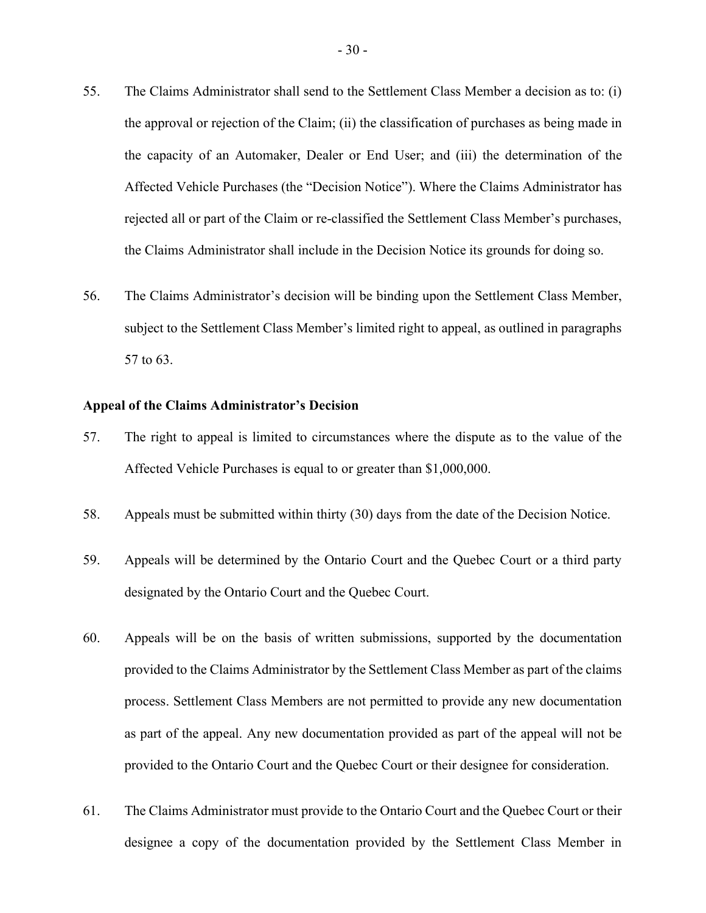55. The Claims Administrator shall send to the Settlement Class Member a decision as to: (i) the approval or rejection of the Claim; (ii) the classification of purchases as being made in the capacity of an Automaker, Dealer or End User; and (iii) the determination of the Affected Vehicle Purchases (the "Decision Notice"). Where the Claims Administrator has rejected all or part of the Claim or re-classified the Settlement Class Member's purchases, the Claims Administrator shall include in the Decision Notice its grounds for doing so.

56. The Claims Administrator's decision will be binding upon the Settlement Class Member, subject to the Settlement Class Member's limited right to appeal, as outlined in paragraphs 57 to 63.

**Appeal of the Claims Administrator's Decision**

57. The right to appeal is limited to circumstances where the dispute as to the value of the Affected Vehicle Purchases is equal to or greater than $1,000,000.

58. Appeals must be submitted within thirty (30) days from the date of the Decision Notice.

59. Appeals will be determined by the Ontario Court and the Quebec Court or a third party designated by the Ontario Court and the Quebec Court.

60. Appeals will be on the basis of written submissions, supported by the documentation provided to the Claims Administrator by the Settlement Class Member as part of the claims process. Settlement Class Members are not permitted to provide any new documentation as part of the appeal. Any new documentation provided as part of the appeal will not be provided to the Ontario Court and the Quebec Court or their designee for consideration.

61. The Claims Administrator must provide to the Ontario Court and the Quebec Court or their designee a copy of the documentation provided by the Settlement Class Member in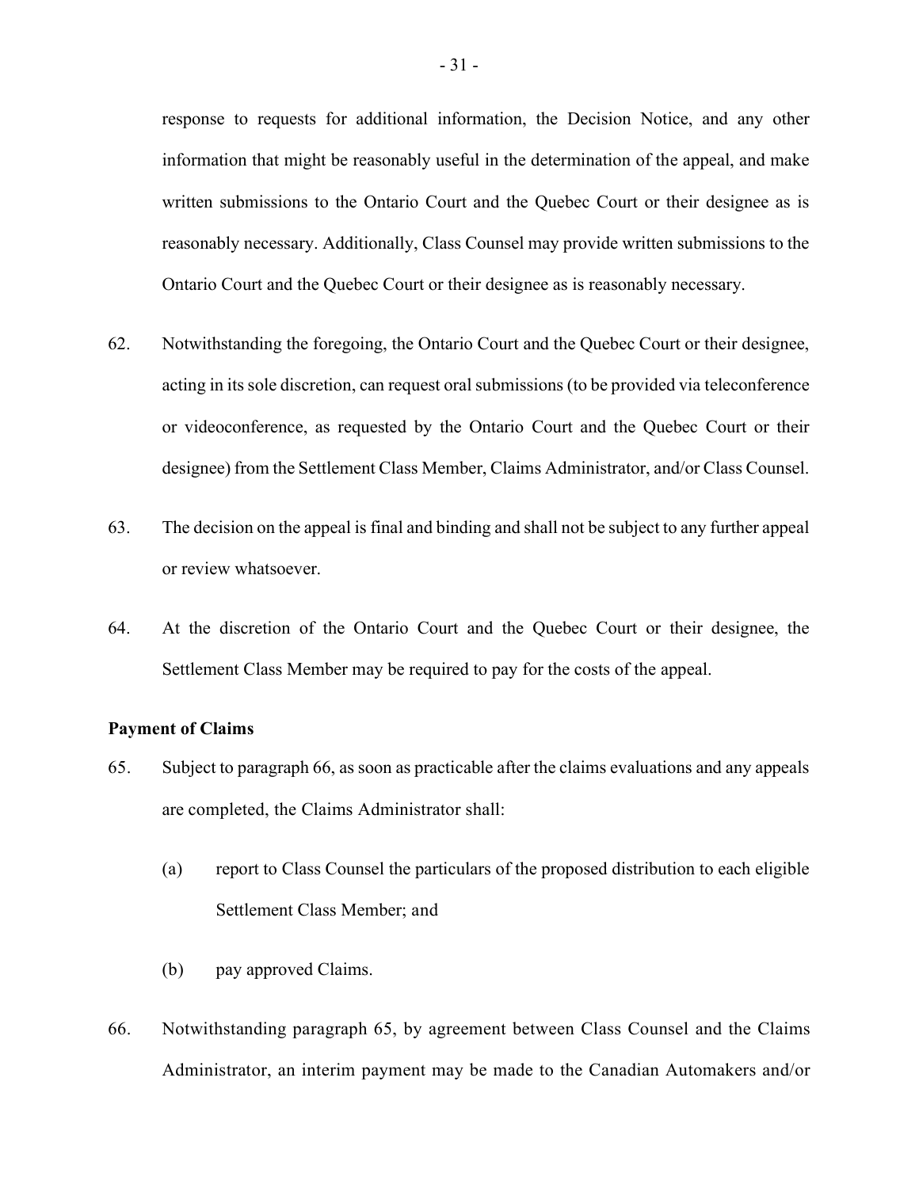response to requests for additional information, the Decision Notice, and any other information that might be reasonably useful in the determination of the appeal, and make written submissions to the Ontario Court and the Quebec Court or their designee as is reasonably necessary. Additionally, Class Counsel may provide written submissions to the Ontario Court and the Quebec Court or their designee as is reasonably necessary.

62. Notwithstanding the foregoing, the Ontario Court and the Quebec Court or their designee, acting in its sole discretion, can request oral submissions (to be provided via teleconference or videoconference, as requested by the Ontario Court and the Quebec Court or their designee) from the Settlement Class Member, Claims Administrator, and/or Class Counsel.

63. The decision on the appeal is final and binding and shall not be subject to any further appeal or review whatsoever.

64. At the discretion of the Ontario Court and the Quebec Court or their designee, the Settlement Class Member may be required to pay for the costs of the appeal.

**Payment of Claims**

65. Subject to paragraph 66, as soon as practicable after the claims evaluations and any appeals are completed, the Claims Administrator shall:

    (a) report to Class Counsel the particulars of the proposed distribution to each eligible Settlement Class Member; and

    (b) pay approved Claims.

66. Notwithstanding paragraph 65, by agreement between Class Counsel and the Claims Administrator, an interim payment may be made to the Canadian Automakers and/or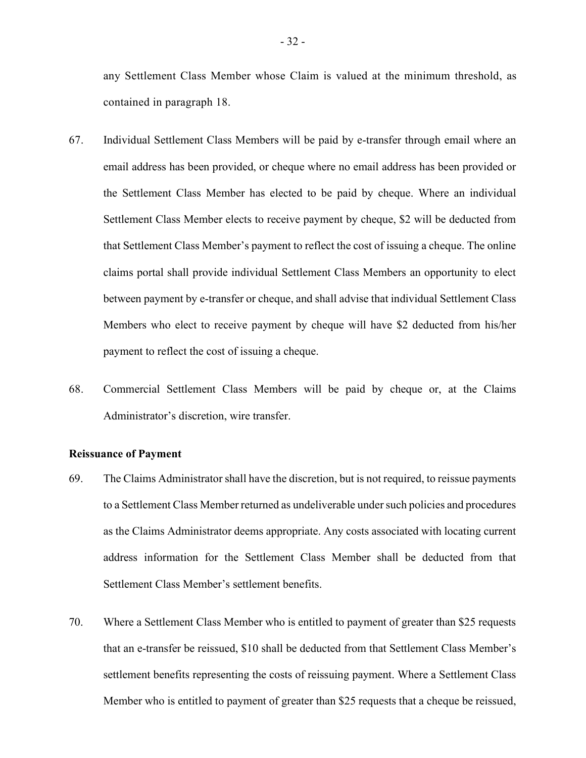any Settlement Class Member whose Claim is valued at the minimum threshold, as contained in paragraph 18.

67. Individual Settlement Class Members will be paid by e-transfer through email where an email address has been provided, or cheque where no email address has been provided or the Settlement Class Member has elected to be paid by cheque. Where an individual Settlement Class Member elects to receive payment by cheque, $2 will be deducted from that Settlement Class Member's payment to reflect the cost of issuing a cheque. The online claims portal shall provide individual Settlement Class Members an opportunity to elect between payment by e-transfer or cheque, and shall advise that individual Settlement Class Members who elect to receive payment by cheque will have $2 deducted from his/her payment to reflect the cost of issuing a cheque.

68. Commercial Settlement Class Members will be paid by cheque or, at the Claims Administrator's discretion, wire transfer.

**Reissuance of Payment**

69. The Claims Administrator shall have the discretion, but is not required, to reissue payments to a Settlement Class Member returned as undeliverable under such policies and procedures as the Claims Administrator deems appropriate. Any costs associated with locating current address information for the Settlement Class Member shall be deducted from that Settlement Class Member's settlement benefits.

70. Where a Settlement Class Member who is entitled to payment of greater than $25 requests that an e-transfer be reissued, $10 shall be deducted from that Settlement Class Member's settlement benefits representing the costs of reissuing payment. Where a Settlement Class Member who is entitled to payment of greater than $25 requests that a cheque be reissued,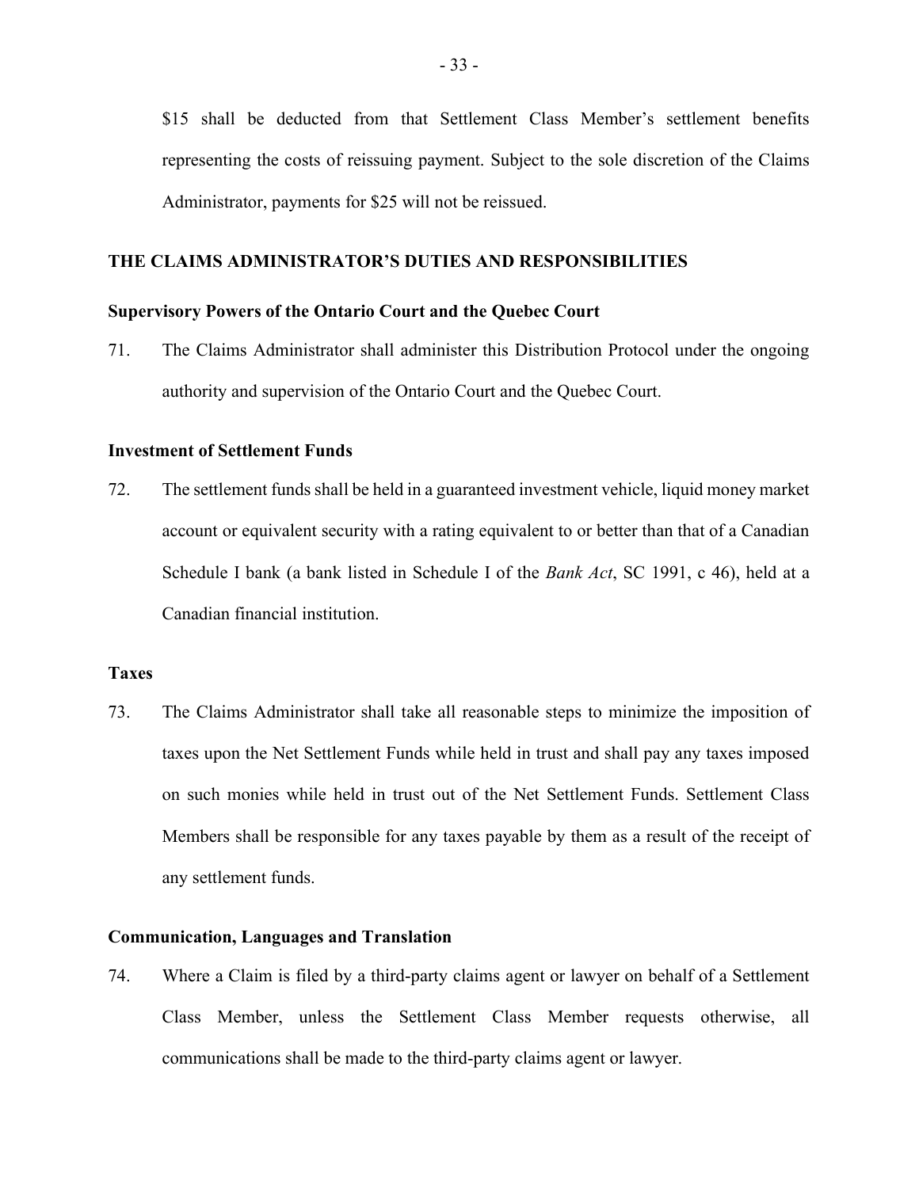$15 shall be deducted from that Settlement Class Member's settlement benefits representing the costs of reissuing payment. Subject to the sole discretion of the Claims Administrator, payments for $25 will not be reissued.

## THE CLAIMS ADMINISTRATOR'S DUTIES AND RESPONSIBILITIES

### Supervisory Powers of the Ontario Court and the Quebec Court

71. The Claims Administrator shall administer this Distribution Protocol under the ongoing authority and supervision of the Ontario Court and the Quebec Court.

### Investment of Settlement Funds

72. The settlement funds shall be held in a guaranteed investment vehicle, liquid money market account or equivalent security with a rating equivalent to or better than that of a Canadian Schedule I bank (a bank listed in Schedule I of the *Bank Act*, SC 1991, c 46), held at a Canadian financial institution.

### Taxes

73. The Claims Administrator shall take all reasonable steps to minimize the imposition of taxes upon the Net Settlement Funds while held in trust and shall pay any taxes imposed on such monies while held in trust out of the Net Settlement Funds. Settlement Class Members shall be responsible for any taxes payable by them as a result of the receipt of any settlement funds.

### Communication, Languages and Translation

74. Where a Claim is filed by a third-party claims agent or lawyer on behalf of a Settlement Class Member, unless the Settlement Class Member requests otherwise, all communications shall be made to the third-party claims agent or lawyer.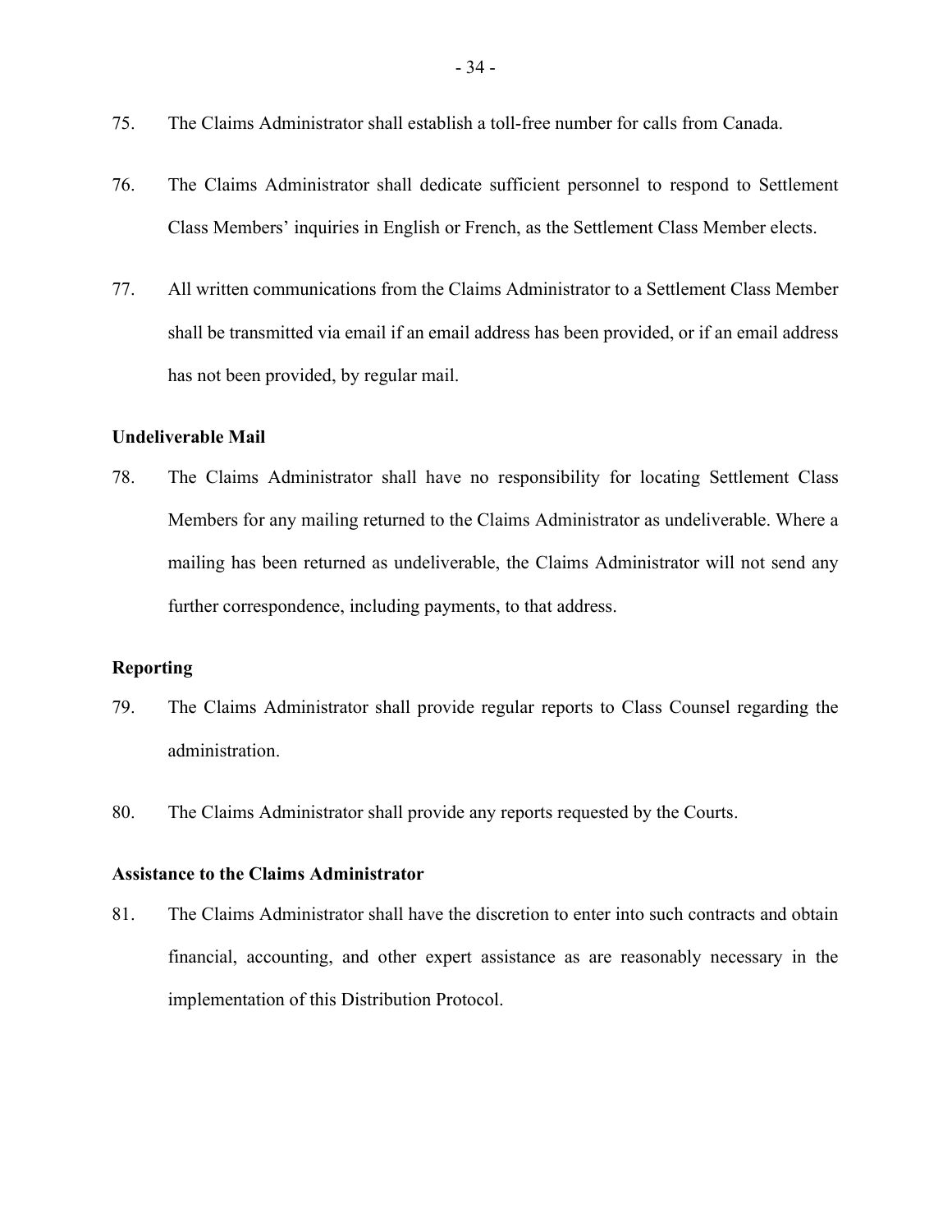75. The Claims Administrator shall establish a toll-free number for calls from Canada.

76. The Claims Administrator shall dedicate sufficient personnel to respond to Settlement Class Members' inquiries in English or French, as the Settlement Class Member elects.

77. All written communications from the Claims Administrator to a Settlement Class Member shall be transmitted via email if an email address has been provided, or if an email address has not been provided, by regular mail.

**Undeliverable Mail**

78. The Claims Administrator shall have no responsibility for locating Settlement Class Members for any mailing returned to the Claims Administrator as undeliverable. Where a mailing has been returned as undeliverable, the Claims Administrator will not send any further correspondence, including payments, to that address.

**Reporting**

79. The Claims Administrator shall provide regular reports to Class Counsel regarding the administration.

80. The Claims Administrator shall provide any reports requested by the Courts.

**Assistance to the Claims Administrator**

81. The Claims Administrator shall have the discretion to enter into such contracts and obtain financial, accounting, and other expert assistance as are reasonably necessary in the implementation of this Distribution Protocol.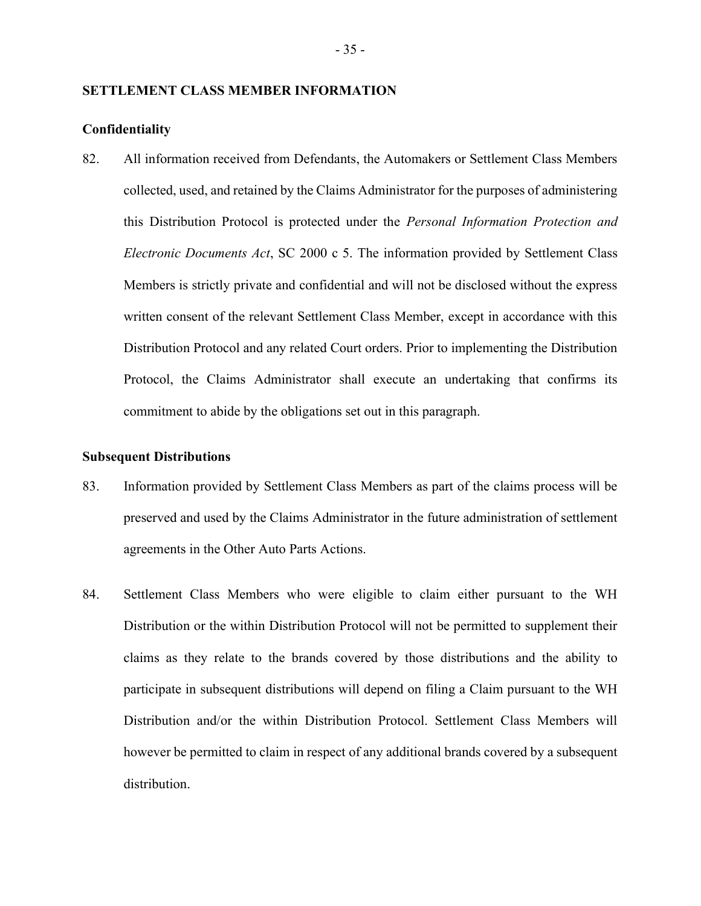## SETTLEMENT CLASS MEMBER INFORMATION

### Confidentiality

82. All information received from Defendants, the Automakers or Settlement Class Members collected, used, and retained by the Claims Administrator for the purposes of administering this Distribution Protocol is protected under the *Personal Information Protection and Electronic Documents Act*, SC 2000 c 5. The information provided by Settlement Class Members is strictly private and confidential and will not be disclosed without the express written consent of the relevant Settlement Class Member, except in accordance with this Distribution Protocol and any related Court orders. Prior to implementing the Distribution Protocol, the Claims Administrator shall execute an undertaking that confirms its commitment to abide by the obligations set out in this paragraph.

### Subsequent Distributions

83. Information provided by Settlement Class Members as part of the claims process will be preserved and used by the Claims Administrator in the future administration of settlement agreements in the Other Auto Parts Actions.

84. Settlement Class Members who were eligible to claim either pursuant to the WH Distribution or the within Distribution Protocol will not be permitted to supplement their claims as they relate to the brands covered by those distributions and the ability to participate in subsequent distributions will depend on filing a Claim pursuant to the WH Distribution and/or the within Distribution Protocol. Settlement Class Members will however be permitted to claim in respect of any additional brands covered by a subsequent distribution.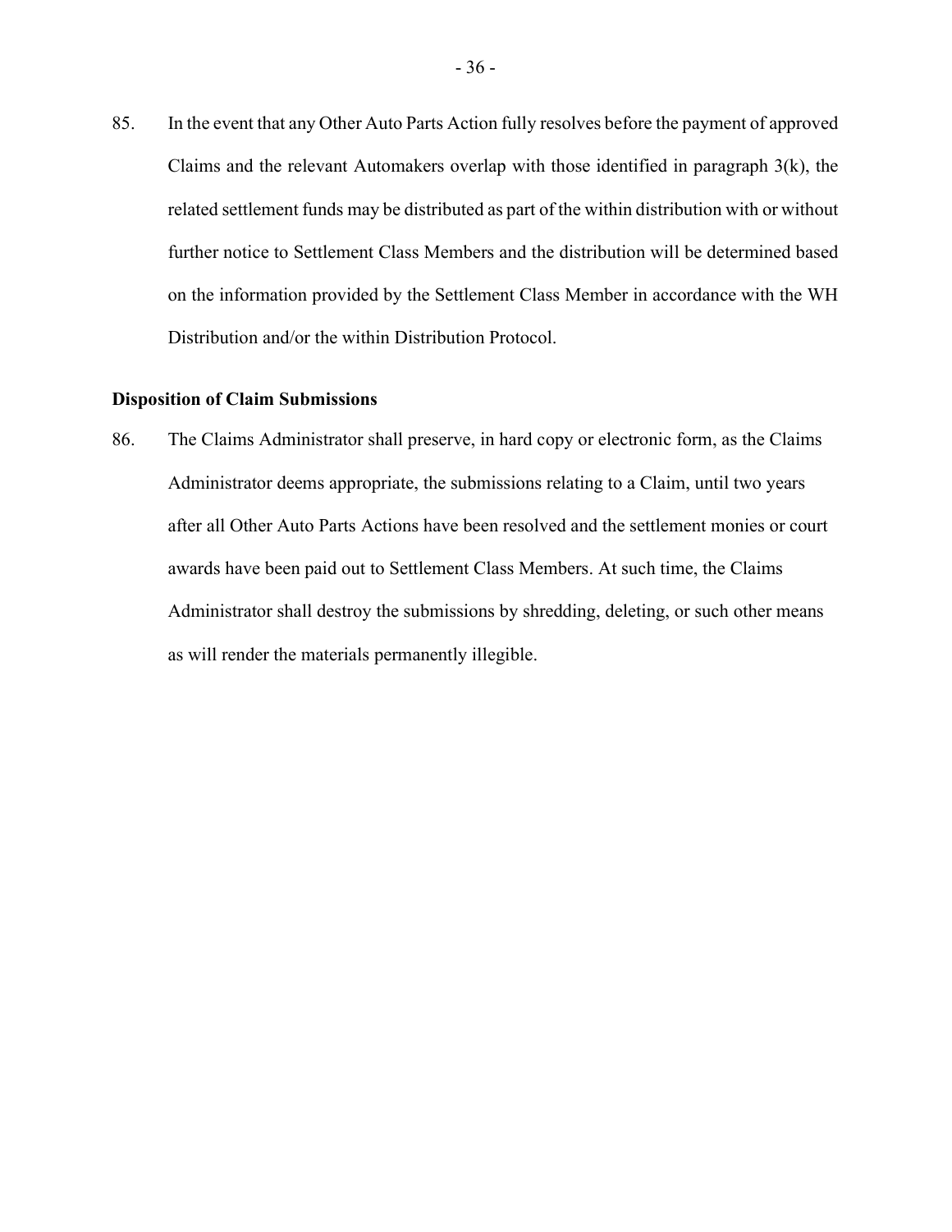85. In the event that any Other Auto Parts Action fully resolves before the payment of approved Claims and the relevant Automakers overlap with those identified in paragraph 3(k), the related settlement funds may be distributed as part of the within distribution with or without further notice to Settlement Class Members and the distribution will be determined based on the information provided by the Settlement Class Member in accordance with the WH Distribution and/or the within Distribution Protocol.

**Disposition of Claim Submissions**

86. The Claims Administrator shall preserve, in hard copy or electronic form, as the Claims Administrator deems appropriate, the submissions relating to a Claim, until two years after all Other Auto Parts Actions have been resolved and the settlement monies or court awards have been paid out to Settlement Class Members. At such time, the Claims Administrator shall destroy the submissions by shredding, deleting, or such other means as will render the materials permanently illegible.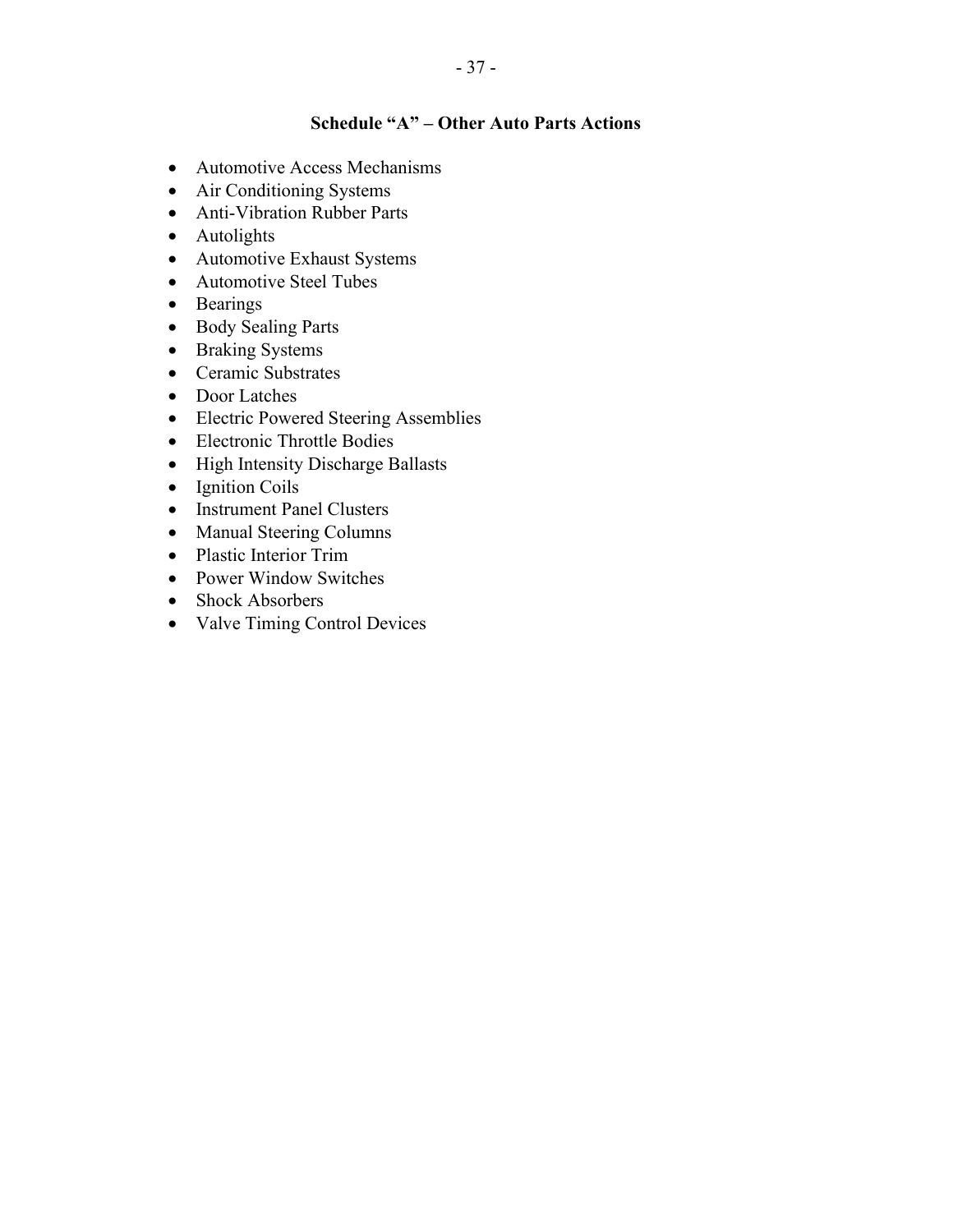## Schedule "A" – Other Auto Parts Actions

- Automotive Access Mechanisms
- Air Conditioning Systems
- Anti-Vibration Rubber Parts
- Autolights
- Automotive Exhaust Systems
- Automotive Steel Tubes
- Bearings
- Body Sealing Parts
- Braking Systems
- Ceramic Substrates
- Door Latches
- Electric Powered Steering Assemblies
- Electronic Throttle Bodies
- High Intensity Discharge Ballasts
- Ignition Coils
- Instrument Panel Clusters
- Manual Steering Columns
- Plastic Interior Trim
- Power Window Switches
- Shock Absorbers
- Valve Timing Control Devices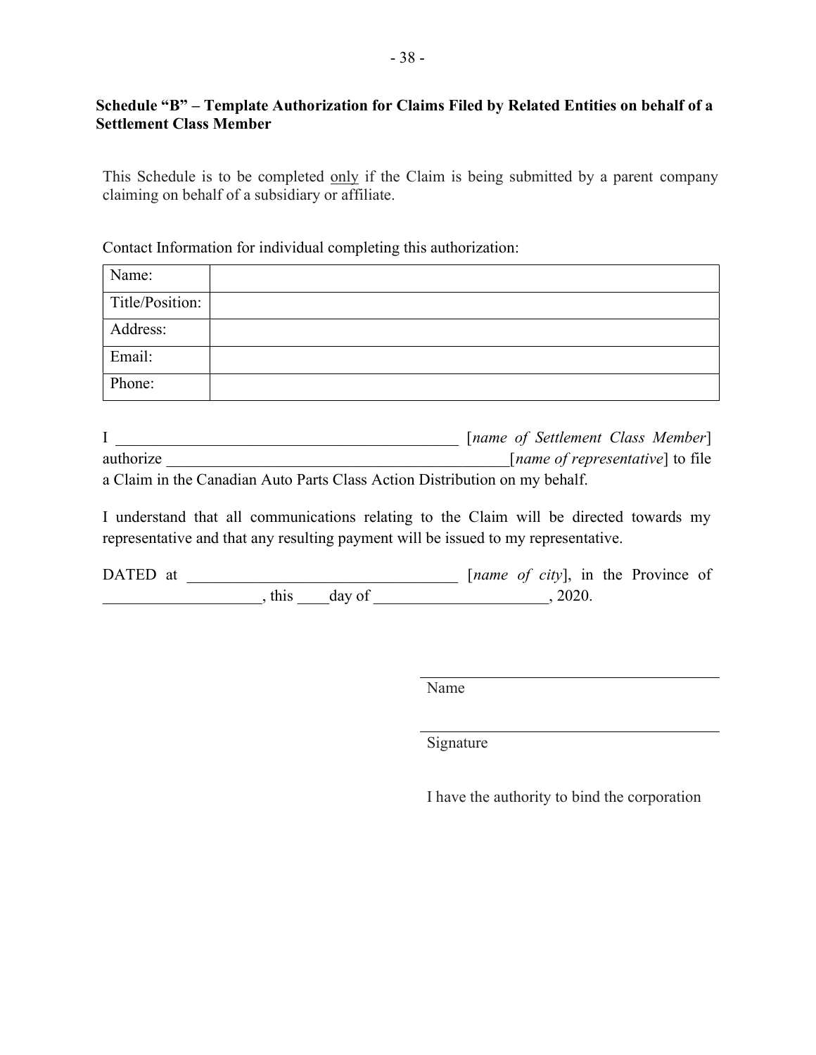**Schedule "B" – Template Authorization for Claims Filed by Related Entities on behalf of a Settlement Class Member**

This Schedule is to be completed only if the Claim is being submitted by a parent company claiming on behalf of a subsidiary or affiliate.

Contact Information for individual completing this authorization:

| Name: | |
|---|---|
| Title/Position: | |
| Address: | |
| Email: | |
| Phone: | |

I _____________________________________________ [*name of Settlement Class Member*] authorize ___________________________________________[*name of representative*] to file a Claim in the Canadian Auto Parts Class Action Distribution on my behalf.

I understand that all communications relating to the Claim will be directed towards my representative and that any resulting payment will be issued to my representative.

DATED at __________________________________ [*name of city*], in the Province of ____________________, this ____day of ______________________, 2020.

______________________________________
Name

______________________________________
Signature

I have the authority to bind the corporation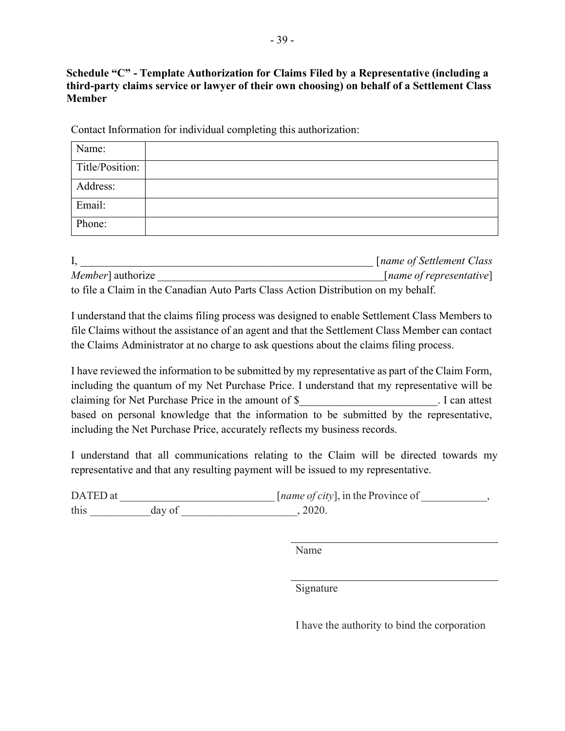**Schedule “C” - Template Authorization for Claims Filed by a Representative (including a third-party claims service or lawyer of their own choosing) on behalf of a Settlement Class Member**

Contact Information for individual completing this authorization:

| | |
|---|---|
| Name: | |
| Title/Position: | |
| Address: | |
| Email: | |
| Phone: | |

I, ______________________________________________________ [*name of Settlement Class Member*] authorize ________________________________________[*name of representative*] to file a Claim in the Canadian Auto Parts Class Action Distribution on my behalf.

I understand that the claims filing process was designed to enable Settlement Class Members to file Claims without the assistance of an agent and that the Settlement Class Member can contact the Claims Administrator at no charge to ask questions about the claims filing process.

I have reviewed the information to be submitted by my representative as part of the Claim Form, including the quantum of my Net Purchase Price. I understand that my representative will be claiming for Net Purchase Price in the amount of $_________________________. I can attest based on personal knowledge that the information to be submitted by the representative, including the Net Purchase Price, accurately reflects my business records.

I understand that all communications relating to the Claim will be directed towards my representative and that any resulting payment will be issued to my representative.

DATED at ____________________________ [*name of city*], in the Province of ____________, this ___________day of ____________________, 2020.

______________________________________
Name

______________________________________
Signature

I have the authority to bind the corporation